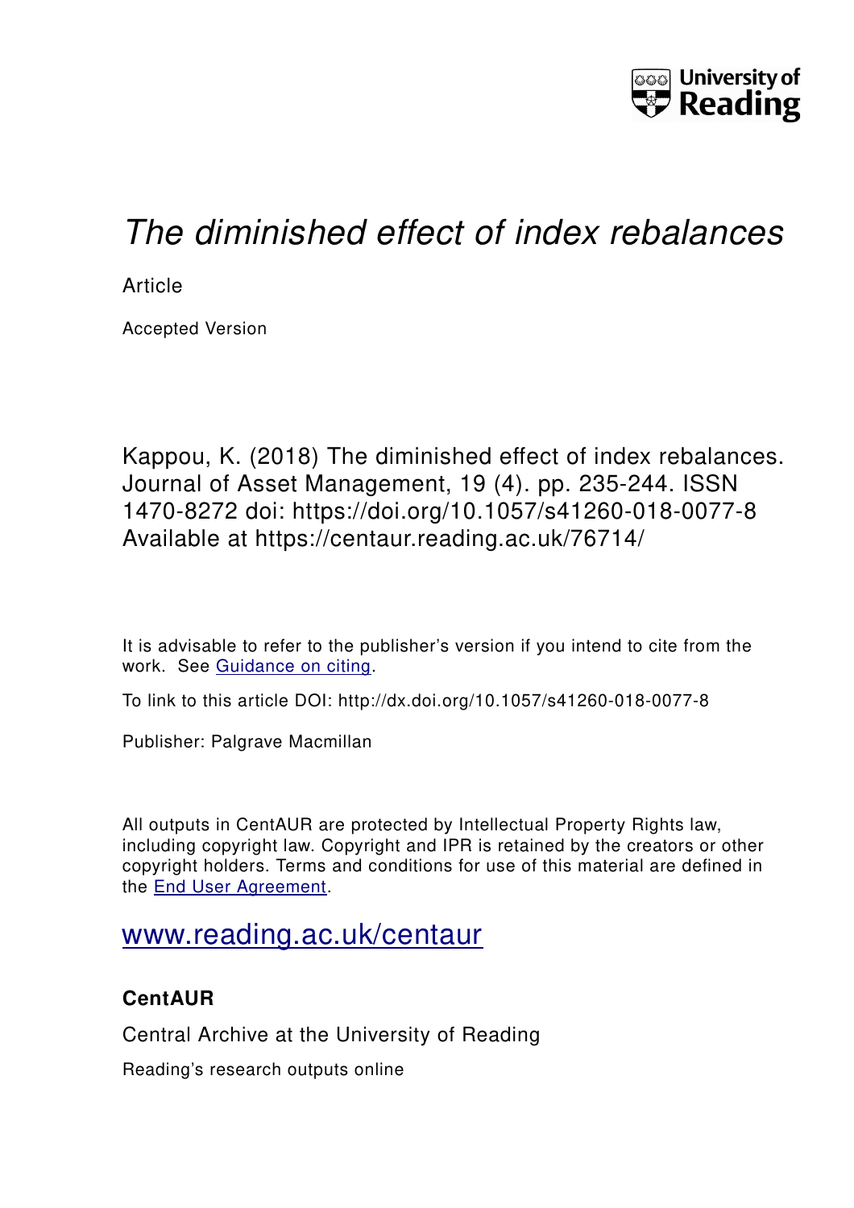# *The diminished effect of index rebalances*

Article

Accepted Version

Kappou, K. (2018) The diminished effect of index rebalances. Journal of Asset Management, 19 (4). pp. 235-244. ISSN 1470-8272 doi: https://doi.org/10.1057/s41260-018-0077-8 Available at https://centaur.reading.ac.uk/76714/

It is advisable to refer to the publisher's version if you intend to cite from the work. See Guidance on citing.

To link to this article DOI: http://dx.doi.org/10.1057/s41260-018-0077-8

Publisher: Palgrave Macmillan

All outputs in CentAUR are protected by Intellectual Property Rights law, including copyright law. Copyright and IPR is retained by the creators or other copyright holders. Terms and conditions for use of this material are defined in the End User Agreement.

www.reading.ac.uk/centaur

**CentAUR**

Central Archive at the University of Reading

Reading's research outputs online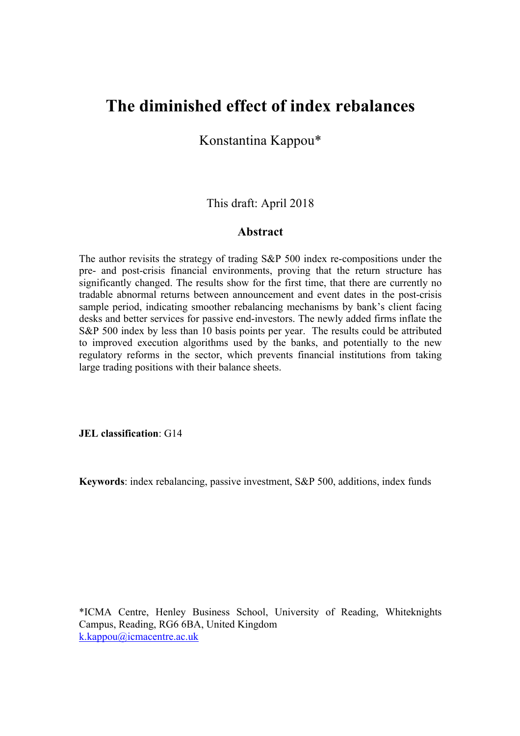# The diminished effect of index rebalances

Konstantina Kappou*

This draft: April 2018

## Abstract

The author revisits the strategy of trading S&P 500 index re-compositions under the pre- and post-crisis financial environments, proving that the return structure has significantly changed. The results show for the first time, that there are currently no tradable abnormal returns between announcement and event dates in the post-crisis sample period, indicating smoother rebalancing mechanisms by bank's client facing desks and better services for passive end-investors. The newly added firms inflate the S&P 500 index by less than 10 basis points per year. The results could be attributed to improved execution algorithms used by the banks, and potentially to the new regulatory reforms in the sector, which prevents financial institutions from taking large trading positions with their balance sheets.

**JEL classification**: G14

**Keywords**: index rebalancing, passive investment, S&P 500, additions, index funds

*ICMA Centre, Henley Business School, University of Reading, Whiteknights Campus, Reading, RG6 6BA, United Kingdom
k.kappou@icmacentre.ac.uk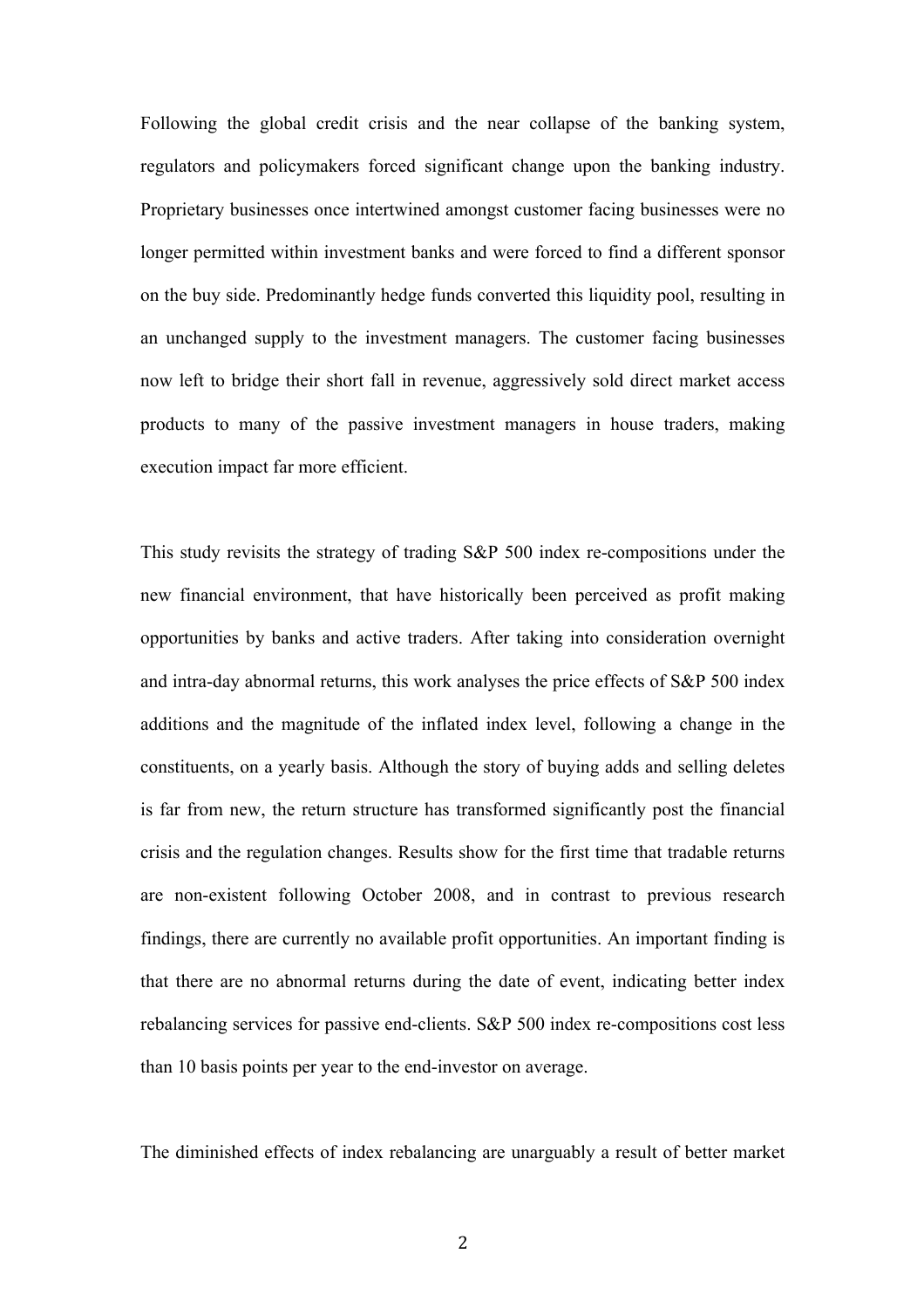Following the global credit crisis and the near collapse of the banking system, regulators and policymakers forced significant change upon the banking industry. Proprietary businesses once intertwined amongst customer facing businesses were no longer permitted within investment banks and were forced to find a different sponsor on the buy side. Predominantly hedge funds converted this liquidity pool, resulting in an unchanged supply to the investment managers. The customer facing businesses now left to bridge their short fall in revenue, aggressively sold direct market access products to many of the passive investment managers in house traders, making execution impact far more efficient.

This study revisits the strategy of trading S&P 500 index re-compositions under the new financial environment, that have historically been perceived as profit making opportunities by banks and active traders. After taking into consideration overnight and intra-day abnormal returns, this work analyses the price effects of S&P 500 index additions and the magnitude of the inflated index level, following a change in the constituents, on a yearly basis. Although the story of buying adds and selling deletes is far from new, the return structure has transformed significantly post the financial crisis and the regulation changes. Results show for the first time that tradable returns are non-existent following October 2008, and in contrast to previous research findings, there are currently no available profit opportunities. An important finding is that there are no abnormal returns during the date of event, indicating better index rebalancing services for passive end-clients. S&P 500 index re-compositions cost less than 10 basis points per year to the end-investor on average.

The diminished effects of index rebalancing are unarguably a result of better market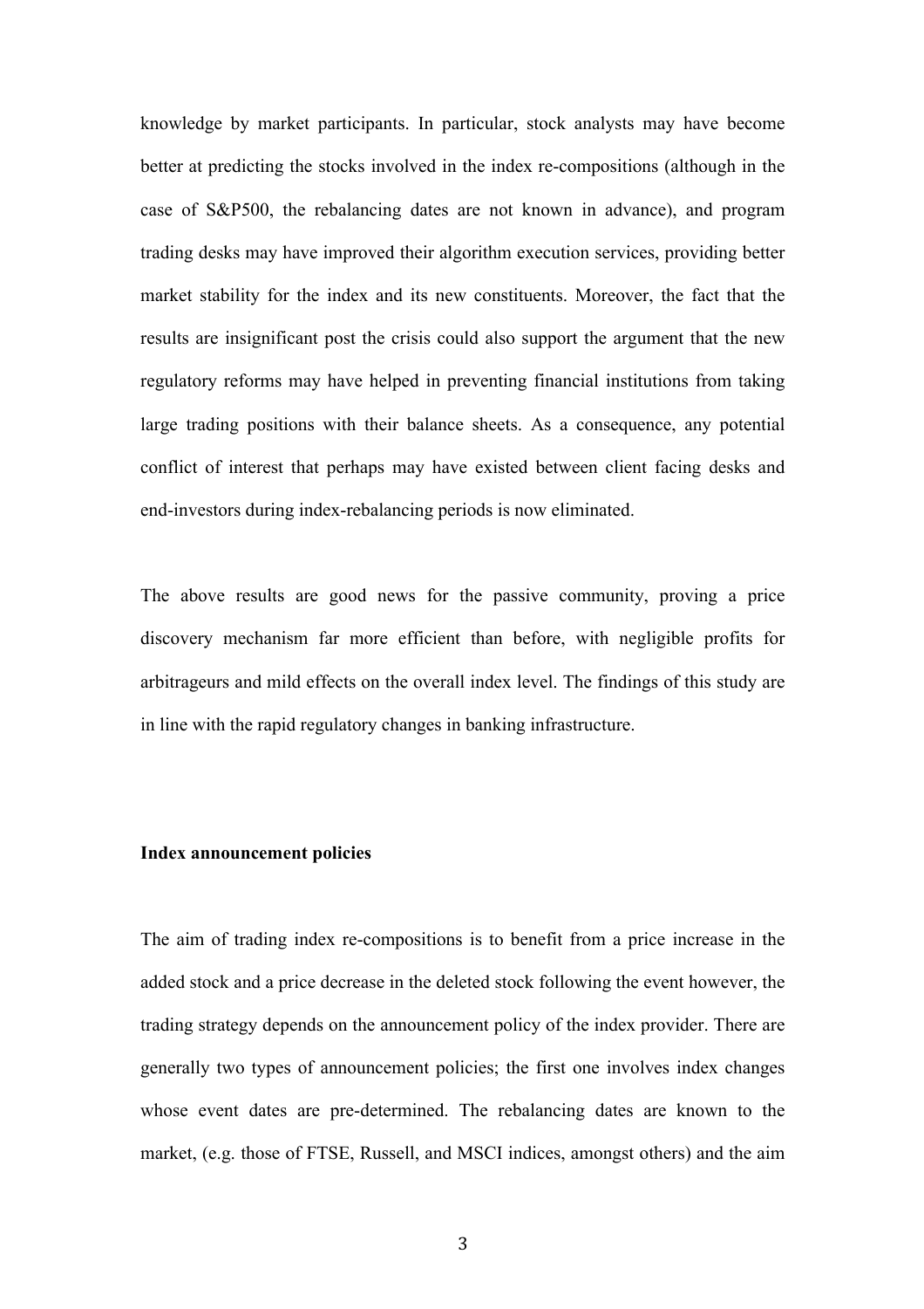knowledge by market participants. In particular, stock analysts may have become better at predicting the stocks involved in the index re-compositions (although in the case of S&P500, the rebalancing dates are not known in advance), and program trading desks may have improved their algorithm execution services, providing better market stability for the index and its new constituents. Moreover, the fact that the results are insignificant post the crisis could also support the argument that the new regulatory reforms may have helped in preventing financial institutions from taking large trading positions with their balance sheets. As a consequence, any potential conflict of interest that perhaps may have existed between client facing desks and end-investors during index-rebalancing periods is now eliminated.

The above results are good news for the passive community, proving a price discovery mechanism far more efficient than before, with negligible profits for arbitrageurs and mild effects on the overall index level. The findings of this study are in line with the rapid regulatory changes in banking infrastructure.

**Index announcement policies**

The aim of trading index re-compositions is to benefit from a price increase in the added stock and a price decrease in the deleted stock following the event however, the trading strategy depends on the announcement policy of the index provider. There are generally two types of announcement policies; the first one involves index changes whose event dates are pre-determined. The rebalancing dates are known to the market, (e.g. those of FTSE, Russell, and MSCI indices, amongst others) and the aim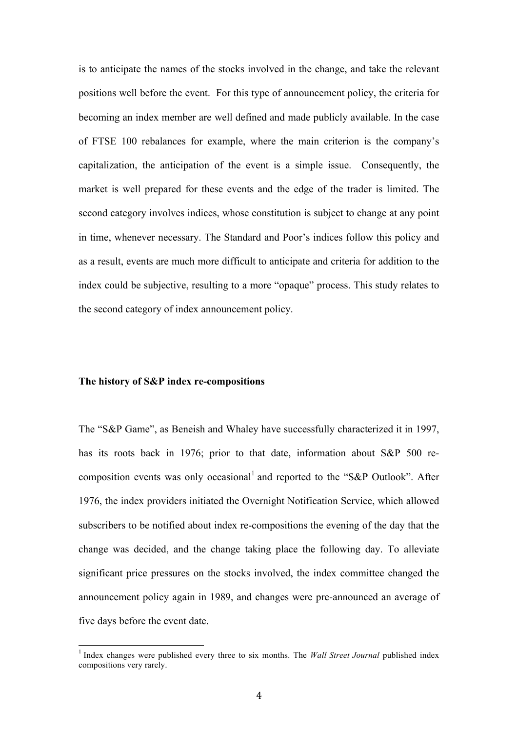is to anticipate the names of the stocks involved in the change, and take the relevant positions well before the event. For this type of announcement policy, the criteria for becoming an index member are well defined and made publicly available. In the case of FTSE 100 rebalances for example, where the main criterion is the company's capitalization, the anticipation of the event is a simple issue. Consequently, the market is well prepared for these events and the edge of the trader is limited. The second category involves indices, whose constitution is subject to change at any point in time, whenever necessary. The Standard and Poor's indices follow this policy and as a result, events are much more difficult to anticipate and criteria for addition to the index could be subjective, resulting to a more "opaque" process. This study relates to the second category of index announcement policy.

**The history of S&P index re-compositions**

The "S&P Game", as Beneish and Whaley have successfully characterized it in 1997, has its roots back in 1976; prior to that date, information about S&P 500 re-composition events was only occasional[1] and reported to the "S&P Outlook". After 1976, the index providers initiated the Overnight Notification Service, which allowed subscribers to be notified about index re-compositions the evening of the day that the change was decided, and the change taking place the following day. To alleviate significant price pressures on the stocks involved, the index committee changed the announcement policy again in 1989, and changes were pre-announced an average of five days before the event date.

[1] Index changes were published every three to six months. The *Wall Street Journal* published index compositions very rarely.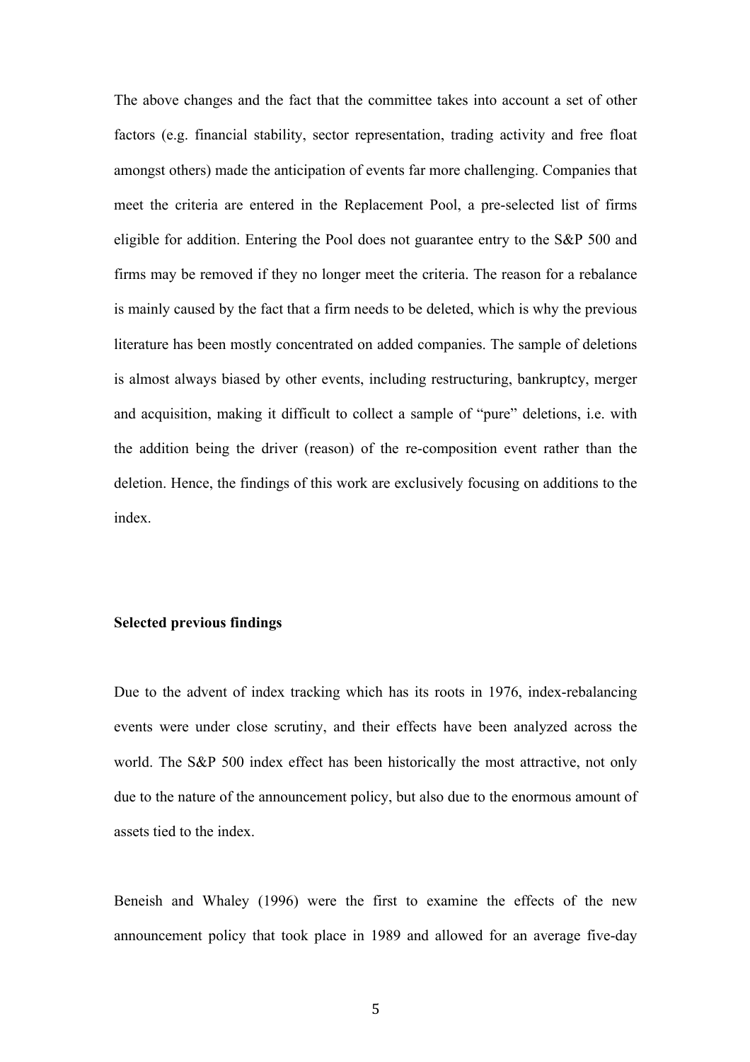The above changes and the fact that the committee takes into account a set of other factors (e.g. financial stability, sector representation, trading activity and free float amongst others) made the anticipation of events far more challenging. Companies that meet the criteria are entered in the Replacement Pool, a pre-selected list of firms eligible for addition. Entering the Pool does not guarantee entry to the S&P 500 and firms may be removed if they no longer meet the criteria. The reason for a rebalance is mainly caused by the fact that a firm needs to be deleted, which is why the previous literature has been mostly concentrated on added companies. The sample of deletions is almost always biased by other events, including restructuring, bankruptcy, merger and acquisition, making it difficult to collect a sample of "pure" deletions, i.e. with the addition being the driver (reason) of the re-composition event rather than the deletion. Hence, the findings of this work are exclusively focusing on additions to the index.

**Selected previous findings**

Due to the advent of index tracking which has its roots in 1976, index-rebalancing events were under close scrutiny, and their effects have been analyzed across the world. The S&P 500 index effect has been historically the most attractive, not only due to the nature of the announcement policy, but also due to the enormous amount of assets tied to the index.

Beneish and Whaley (1996) were the first to examine the effects of the new announcement policy that took place in 1989 and allowed for an average five-day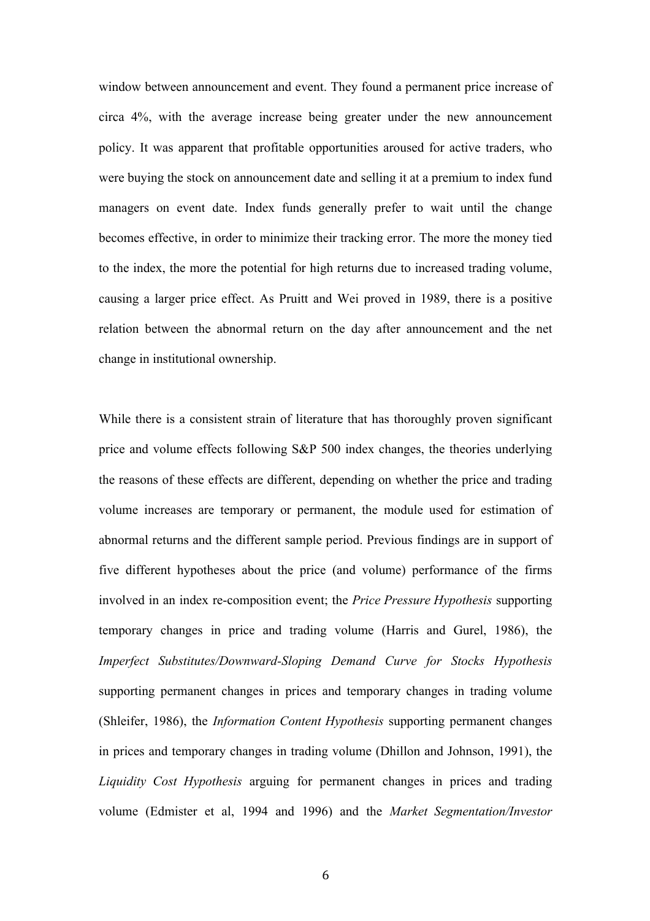window between announcement and event. They found a permanent price increase of circa 4%, with the average increase being greater under the new announcement policy. It was apparent that profitable opportunities aroused for active traders, who were buying the stock on announcement date and selling it at a premium to index fund managers on event date. Index funds generally prefer to wait until the change becomes effective, in order to minimize their tracking error. The more the money tied to the index, the more the potential for high returns due to increased trading volume, causing a larger price effect. As Pruitt and Wei proved in 1989, there is a positive relation between the abnormal return on the day after announcement and the net change in institutional ownership.

While there is a consistent strain of literature that has thoroughly proven significant price and volume effects following S&P 500 index changes, the theories underlying the reasons of these effects are different, depending on whether the price and trading volume increases are temporary or permanent, the module used for estimation of abnormal returns and the different sample period. Previous findings are in support of five different hypotheses about the price (and volume) performance of the firms involved in an index re-composition event; the *Price Pressure Hypothesis* supporting temporary changes in price and trading volume (Harris and Gurel, 1986), the *Imperfect Substitutes/Downward-Sloping Demand Curve for Stocks Hypothesis* supporting permanent changes in prices and temporary changes in trading volume (Shleifer, 1986), the *Information Content Hypothesis* supporting permanent changes in prices and temporary changes in trading volume (Dhillon and Johnson, 1991), the *Liquidity Cost Hypothesis* arguing for permanent changes in prices and trading volume (Edmister et al, 1994 and 1996) and the *Market Segmentation/Investor*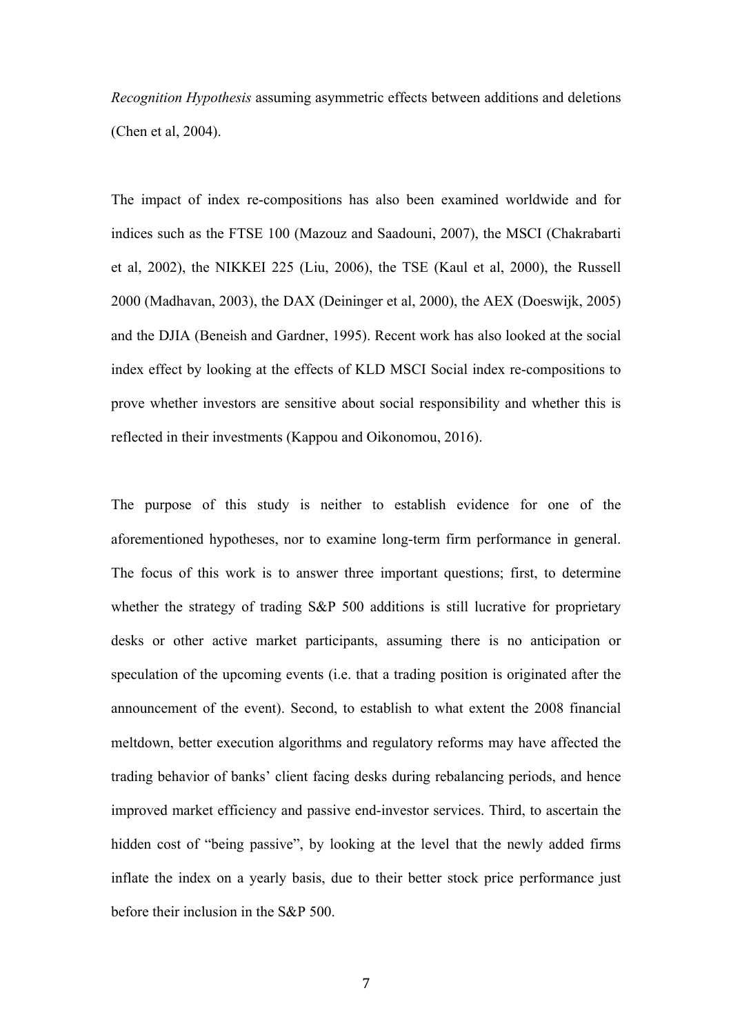*Recognition Hypothesis* assuming asymmetric effects between additions and deletions (Chen et al, 2004).

The impact of index re-compositions has also been examined worldwide and for indices such as the FTSE 100 (Mazouz and Saadouni, 2007), the MSCI (Chakrabarti et al, 2002), the NIKKEI 225 (Liu, 2006), the TSE (Kaul et al, 2000), the Russell 2000 (Madhavan, 2003), the DAX (Deininger et al, 2000), the AEX (Doeswijk, 2005) and the DJIA (Beneish and Gardner, 1995). Recent work has also looked at the social index effect by looking at the effects of KLD MSCI Social index re-compositions to prove whether investors are sensitive about social responsibility and whether this is reflected in their investments (Kappou and Oikonomou, 2016).

The purpose of this study is neither to establish evidence for one of the aforementioned hypotheses, nor to examine long-term firm performance in general. The focus of this work is to answer three important questions; first, to determine whether the strategy of trading S&P 500 additions is still lucrative for proprietary desks or other active market participants, assuming there is no anticipation or speculation of the upcoming events (i.e. that a trading position is originated after the announcement of the event). Second, to establish to what extent the 2008 financial meltdown, better execution algorithms and regulatory reforms may have affected the trading behavior of banks' client facing desks during rebalancing periods, and hence improved market efficiency and passive end-investor services. Third, to ascertain the hidden cost of "being passive", by looking at the level that the newly added firms inflate the index on a yearly basis, due to their better stock price performance just before their inclusion in the S&P 500.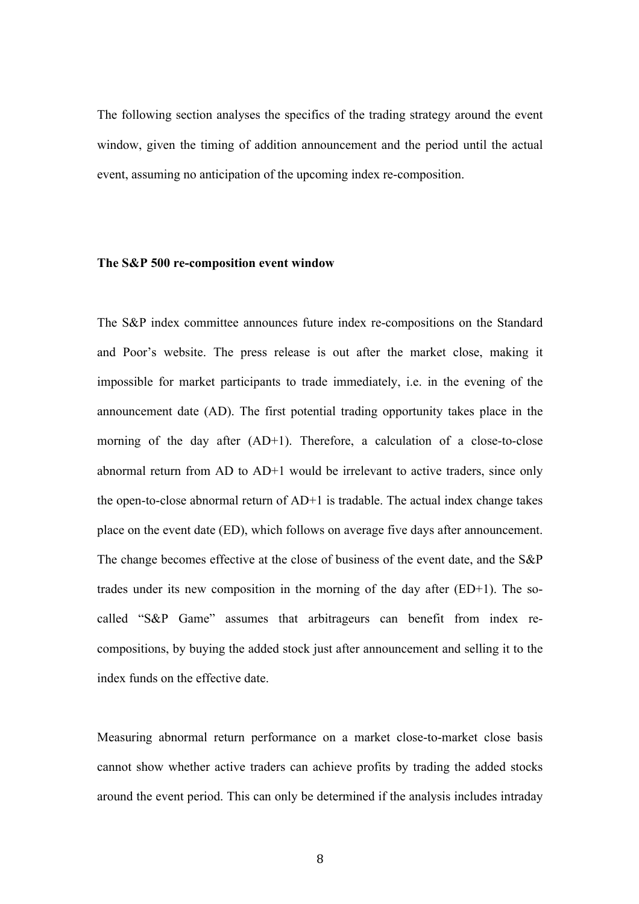The following section analyses the specifics of the trading strategy around the event window, given the timing of addition announcement and the period until the actual event, assuming no anticipation of the upcoming index re-composition.

### The S&P 500 re-composition event window

The S&P index committee announces future index re-compositions on the Standard and Poor's website. The press release is out after the market close, making it impossible for market participants to trade immediately, i.e. in the evening of the announcement date (AD). The first potential trading opportunity takes place in the morning of the day after (AD+1). Therefore, a calculation of a close-to-close abnormal return from AD to AD+1 would be irrelevant to active traders, since only the open-to-close abnormal return of AD+1 is tradable. The actual index change takes place on the event date (ED), which follows on average five days after announcement. The change becomes effective at the close of business of the event date, and the S&P trades under its new composition in the morning of the day after (ED+1). The so-called "S&P Game" assumes that arbitrageurs can benefit from index re-compositions, by buying the added stock just after announcement and selling it to the index funds on the effective date.

Measuring abnormal return performance on a market close-to-market close basis cannot show whether active traders can achieve profits by trading the added stocks around the event period. This can only be determined if the analysis includes intraday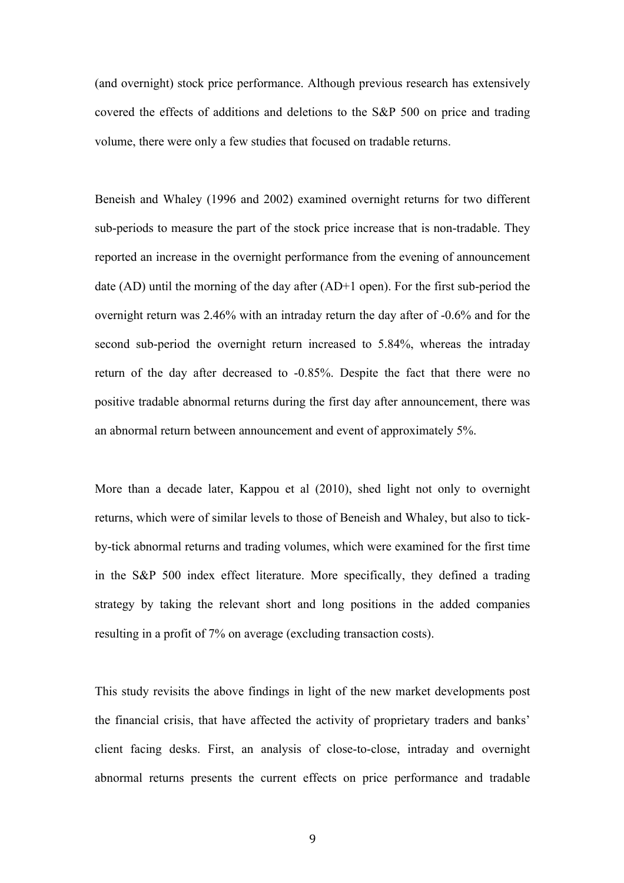(and overnight) stock price performance. Although previous research has extensively covered the effects of additions and deletions to the S&P 500 on price and trading volume, there were only a few studies that focused on tradable returns.

Beneish and Whaley (1996 and 2002) examined overnight returns for two different sub-periods to measure the part of the stock price increase that is non-tradable. They reported an increase in the overnight performance from the evening of announcement date (AD) until the morning of the day after (AD+1 open). For the first sub-period the overnight return was 2.46% with an intraday return the day after of -0.6% and for the second sub-period the overnight return increased to 5.84%, whereas the intraday return of the day after decreased to -0.85%. Despite the fact that there were no positive tradable abnormal returns during the first day after announcement, there was an abnormal return between announcement and event of approximately 5%.

More than a decade later, Kappou et al (2010), shed light not only to overnight returns, which were of similar levels to those of Beneish and Whaley, but also to tick-by-tick abnormal returns and trading volumes, which were examined for the first time in the S&P 500 index effect literature. More specifically, they defined a trading strategy by taking the relevant short and long positions in the added companies resulting in a profit of 7% on average (excluding transaction costs).

This study revisits the above findings in light of the new market developments post the financial crisis, that have affected the activity of proprietary traders and banks' client facing desks. First, an analysis of close-to-close, intraday and overnight abnormal returns presents the current effects on price performance and tradable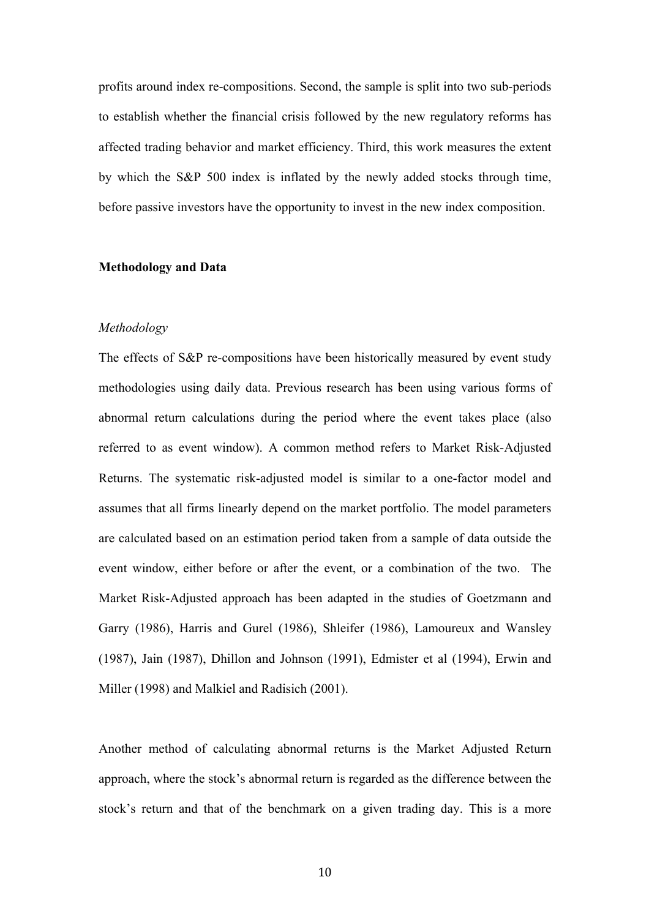profits around index re-compositions. Second, the sample is split into two sub-periods to establish whether the financial crisis followed by the new regulatory reforms has affected trading behavior and market efficiency. Third, this work measures the extent by which the S&P 500 index is inflated by the newly added stocks through time, before passive investors have the opportunity to invest in the new index composition.

## Methodology and Data

### *Methodology*

The effects of S&P re-compositions have been historically measured by event study methodologies using daily data. Previous research has been using various forms of abnormal return calculations during the period where the event takes place (also referred to as event window). A common method refers to Market Risk-Adjusted Returns. The systematic risk-adjusted model is similar to a one-factor model and assumes that all firms linearly depend on the market portfolio. The model parameters are calculated based on an estimation period taken from a sample of data outside the event window, either before or after the event, or a combination of the two. The Market Risk-Adjusted approach has been adapted in the studies of Goetzmann and Garry (1986), Harris and Gurel (1986), Shleifer (1986), Lamoureux and Wansley (1987), Jain (1987), Dhillon and Johnson (1991), Edmister et al (1994), Erwin and Miller (1998) and Malkiel and Radisich (2001).

Another method of calculating abnormal returns is the Market Adjusted Return approach, where the stock's abnormal return is regarded as the difference between the stock's return and that of the benchmark on a given trading day. This is a more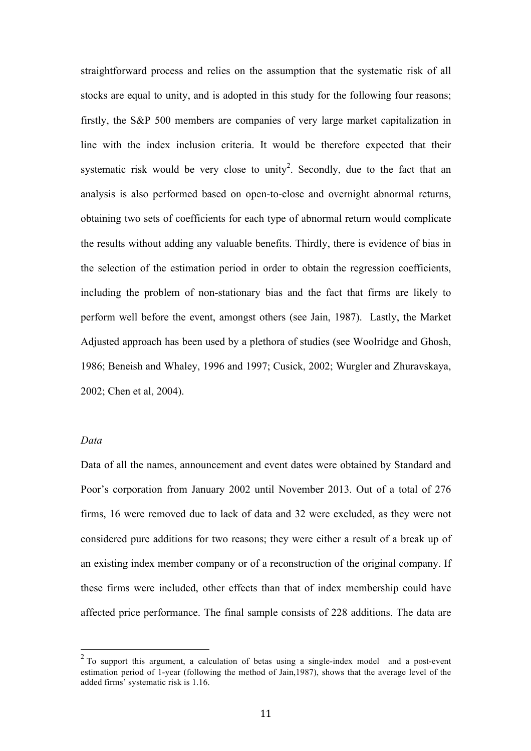straightforward process and relies on the assumption that the systematic risk of all stocks are equal to unity, and is adopted in this study for the following four reasons; firstly, the S&P 500 members are companies of very large market capitalization in line with the index inclusion criteria. It would be therefore expected that their systematic risk would be very close to unity[2]. Secondly, due to the fact that an analysis is also performed based on open-to-close and overnight abnormal returns, obtaining two sets of coefficients for each type of abnormal return would complicate the results without adding any valuable benefits. Thirdly, there is evidence of bias in the selection of the estimation period in order to obtain the regression coefficients, including the problem of non-stationary bias and the fact that firms are likely to perform well before the event, amongst others (see Jain, 1987). Lastly, the Market Adjusted approach has been used by a plethora of studies (see Woolridge and Ghosh, 1986; Beneish and Whaley, 1996 and 1997; Cusick, 2002; Wurgler and Zhuravskaya, 2002; Chen et al, 2004).

*Data*

Data of all the names, announcement and event dates were obtained by Standard and Poor's corporation from January 2002 until November 2013. Out of a total of 276 firms, 16 were removed due to lack of data and 32 were excluded, as they were not considered pure additions for two reasons; they were either a result of a break up of an existing index member company or of a reconstruction of the original company. If these firms were included, other effects than that of index membership could have affected price performance. The final sample consists of 228 additions. The data are

---

[2] To support this argument, a calculation of betas using a single-index model and a post-event estimation period of 1-year (following the method of Jain,1987), shows that the average level of the added firms' systematic risk is 1.16.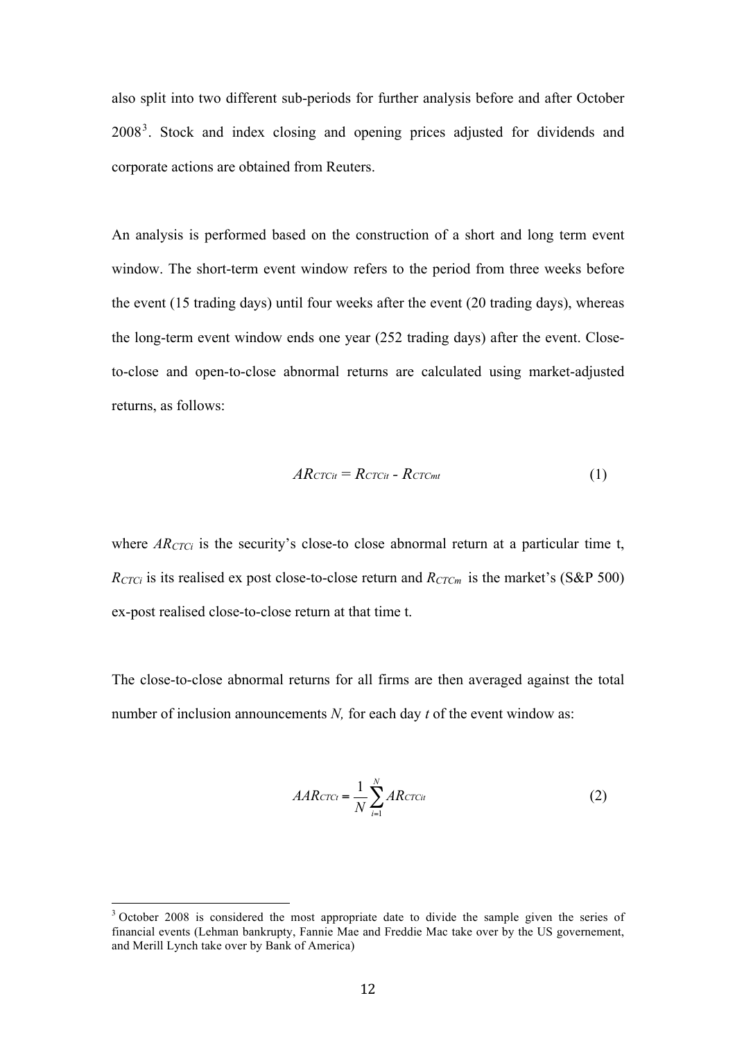also split into two different sub-periods for further analysis before and after October 2008[3]. Stock and index closing and opening prices adjusted for dividends and corporate actions are obtained from Reuters.

An analysis is performed based on the construction of a short and long term event window. The short-term event window refers to the period from three weeks before the event (15 trading days) until four weeks after the event (20 trading days), whereas the long-term event window ends one year (252 trading days) after the event. Close-to-close and open-to-close abnormal returns are calculated using market-adjusted returns, as follows:

$$AR_{CTCit} = R_{CTCit} - R_{CTCmt} \tag{1}$$

where $AR_{CTCi}$ is the security's close-to close abnormal return at a particular time t, $R_{CTCi}$ is its realised ex post close-to-close return and $R_{CTCm}$ is the market's (S&P 500) ex-post realised close-to-close return at that time t.

The close-to-close abnormal returns for all firms are then averaged against the total number of inclusion announcements *N,* for each day *t* of the event window as:

$$AAR_{CTCt} = \frac{1}{N}\sum_{i=1}^{N} AR_{CTCit} \tag{2}$$

---

[3] October 2008 is considered the most appropriate date to divide the sample given the series of financial events (Lehman bankrupty, Fannie Mae and Freddie Mac take over by the US governement, and Merill Lynch take over by Bank of America)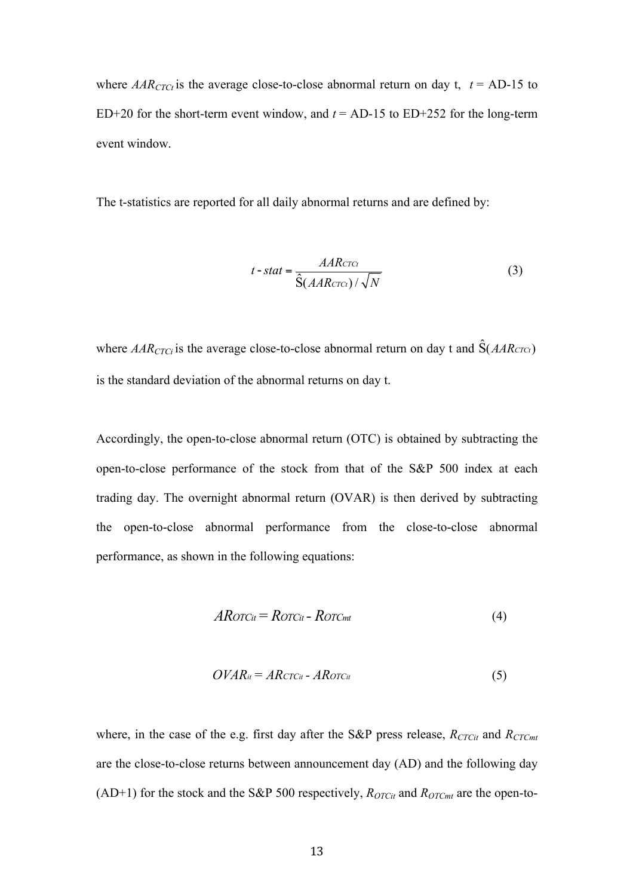where $AAR_{CTCt}$ is the average close-to-close abnormal return on day t, $t$ = AD-15 to ED+20 for the short-term event window, and $t$ = AD-15 to ED+252 for the long-term event window.

The t-statistics are reported for all daily abnormal returns and are defined by:

$$t\text{-}stat = \frac{AAR_{CTCt}}{\hat{S}(AAR_{CTCt})/\sqrt{N}} \tag{3}$$

where $AAR_{CTCt}$ is the average close-to-close abnormal return on day t and $\hat{S}(AAR_{CTCt})$ is the standard deviation of the abnormal returns on day t.

Accordingly, the open-to-close abnormal return (OTC) is obtained by subtracting the open-to-close performance of the stock from that of the S&P 500 index at each trading day. The overnight abnormal return (OVAR) is then derived by subtracting the open-to-close abnormal performance from the close-to-close abnormal performance, as shown in the following equations:

$$AR_{OTCit} = R_{OTCit} - R_{OTCmt} \tag{4}$$

$$OVAR_{it} = AR_{CTCit} - AR_{OTCit} \tag{5}$$

where, in the case of the e.g. first day after the S&P press release, $R_{CTCit}$ and $R_{CTCmt}$ are the close-to-close returns between announcement day (AD) and the following day (AD+1) for the stock and the S&P 500 respectively, $R_{OTCit}$ and $R_{OTCmt}$ are the open-to-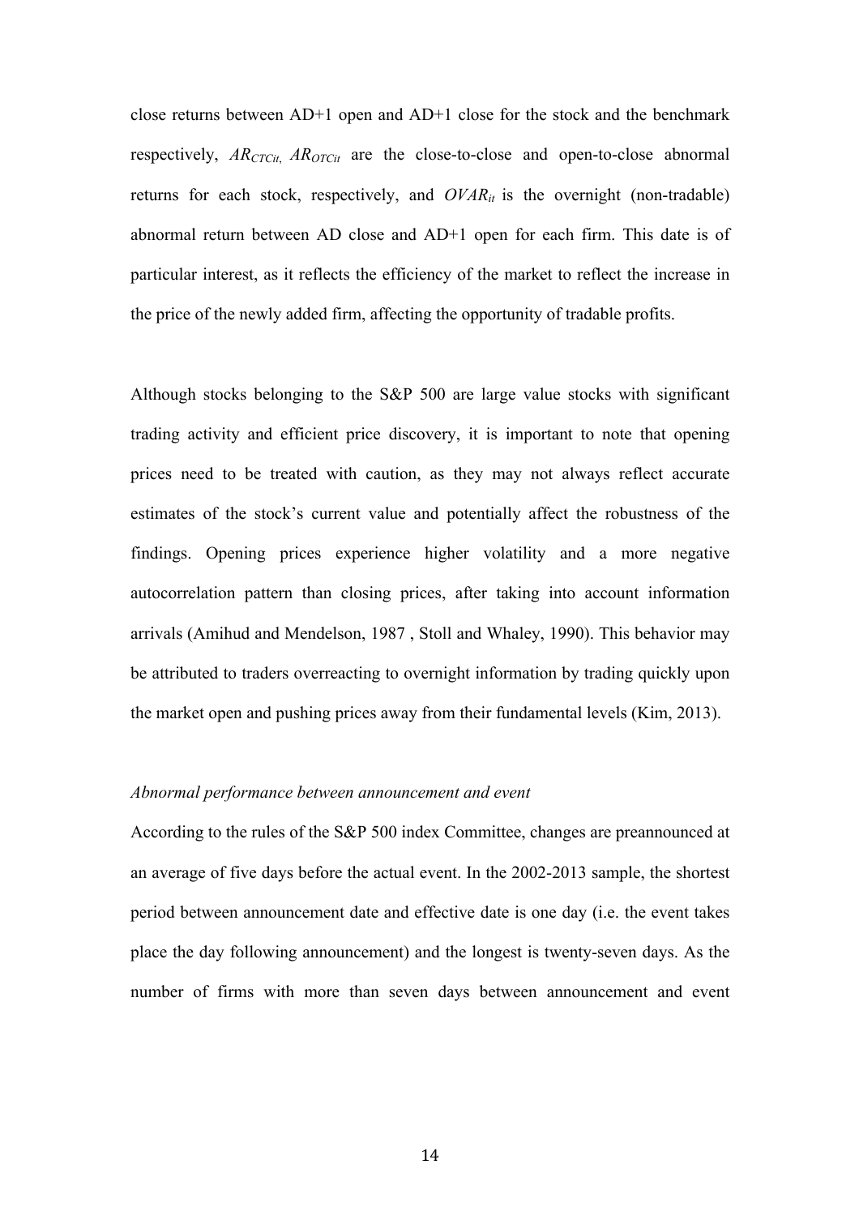close returns between AD+1 open and AD+1 close for the stock and the benchmark respectively, $AR_{CTCit}$, $AR_{OTCit}$ are the close-to-close and open-to-close abnormal returns for each stock, respectively, and $OVAR_{it}$ is the overnight (non-tradable) abnormal return between AD close and AD+1 open for each firm. This date is of particular interest, as it reflects the efficiency of the market to reflect the increase in the price of the newly added firm, affecting the opportunity of tradable profits.

Although stocks belonging to the S&P 500 are large value stocks with significant trading activity and efficient price discovery, it is important to note that opening prices need to be treated with caution, as they may not always reflect accurate estimates of the stock's current value and potentially affect the robustness of the findings. Opening prices experience higher volatility and a more negative autocorrelation pattern than closing prices, after taking into account information arrivals (Amihud and Mendelson, 1987 , Stoll and Whaley, 1990). This behavior may be attributed to traders overreacting to overnight information by trading quickly upon the market open and pushing prices away from their fundamental levels (Kim, 2013).

*Abnormal performance between announcement and event*

According to the rules of the S&P 500 index Committee, changes are preannounced at an average of five days before the actual event. In the 2002-2013 sample, the shortest period between announcement date and effective date is one day (i.e. the event takes place the day following announcement) and the longest is twenty-seven days. As the number of firms with more than seven days between announcement and event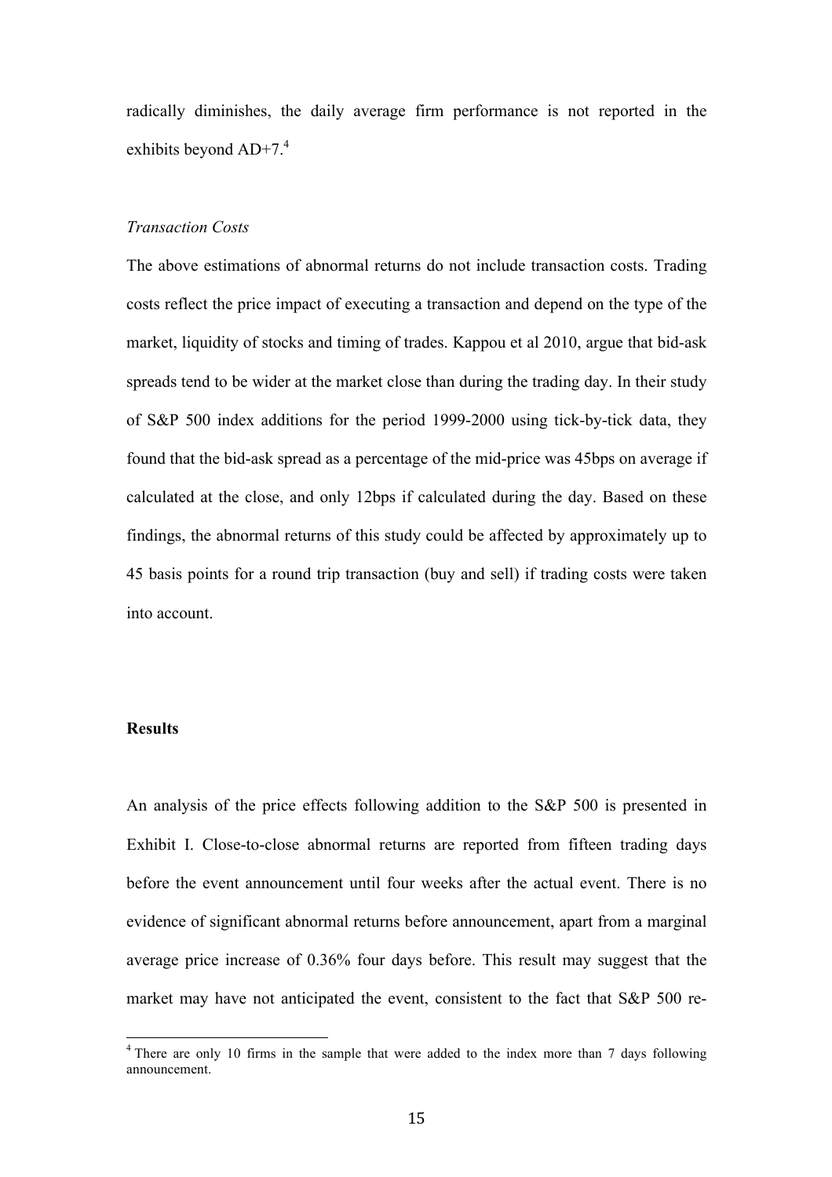radically diminishes, the daily average firm performance is not reported in the exhibits beyond AD+7.[4]

*Transaction Costs*

The above estimations of abnormal returns do not include transaction costs. Trading costs reflect the price impact of executing a transaction and depend on the type of the market, liquidity of stocks and timing of trades. Kappou et al 2010, argue that bid-ask spreads tend to be wider at the market close than during the trading day. In their study of S&P 500 index additions for the period 1999-2000 using tick-by-tick data, they found that the bid-ask spread as a percentage of the mid-price was 45bps on average if calculated at the close, and only 12bps if calculated during the day. Based on these findings, the abnormal returns of this study could be affected by approximately up to 45 basis points for a round trip transaction (buy and sell) if trading costs were taken into account.

**Results**

An analysis of the price effects following addition to the S&P 500 is presented in Exhibit I. Close-to-close abnormal returns are reported from fifteen trading days before the event announcement until four weeks after the actual event. There is no evidence of significant abnormal returns before announcement, apart from a marginal average price increase of 0.36% four days before. This result may suggest that the market may have not anticipated the event, consistent to the fact that S&P 500 re-

[4] There are only 10 firms in the sample that were added to the index more than 7 days following announcement.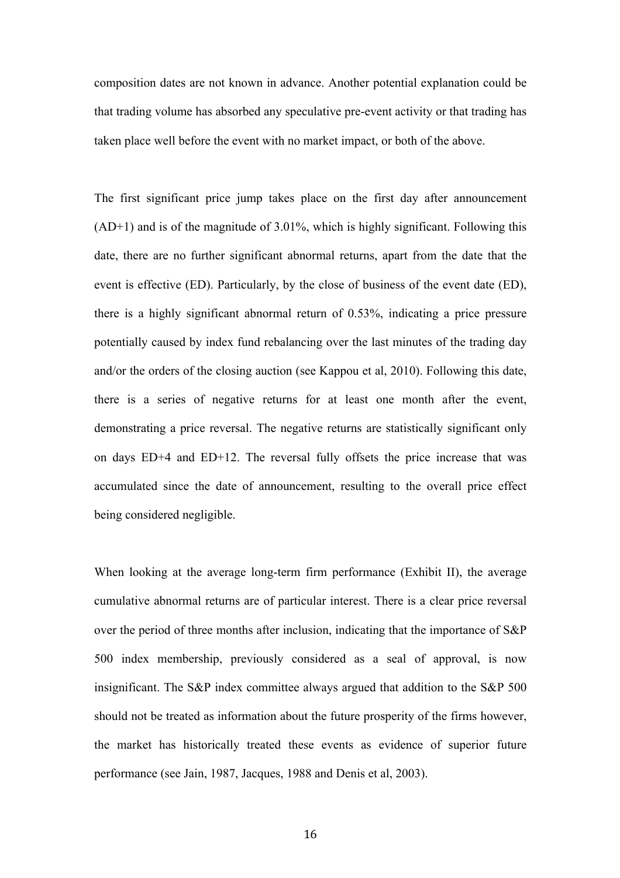composition dates are not known in advance. Another potential explanation could be that trading volume has absorbed any speculative pre-event activity or that trading has taken place well before the event with no market impact, or both of the above.

The first significant price jump takes place on the first day after announcement (AD+1) and is of the magnitude of 3.01%, which is highly significant. Following this date, there are no further significant abnormal returns, apart from the date that the event is effective (ED). Particularly, by the close of business of the event date (ED), there is a highly significant abnormal return of 0.53%, indicating a price pressure potentially caused by index fund rebalancing over the last minutes of the trading day and/or the orders of the closing auction (see Kappou et al, 2010). Following this date, there is a series of negative returns for at least one month after the event, demonstrating a price reversal. The negative returns are statistically significant only on days ED+4 and ED+12. The reversal fully offsets the price increase that was accumulated since the date of announcement, resulting to the overall price effect being considered negligible.

When looking at the average long-term firm performance (Exhibit II), the average cumulative abnormal returns are of particular interest. There is a clear price reversal over the period of three months after inclusion, indicating that the importance of S&P 500 index membership, previously considered as a seal of approval, is now insignificant. The S&P index committee always argued that addition to the S&P 500 should not be treated as information about the future prosperity of the firms however, the market has historically treated these events as evidence of superior future performance (see Jain, 1987, Jacques, 1988 and Denis et al, 2003).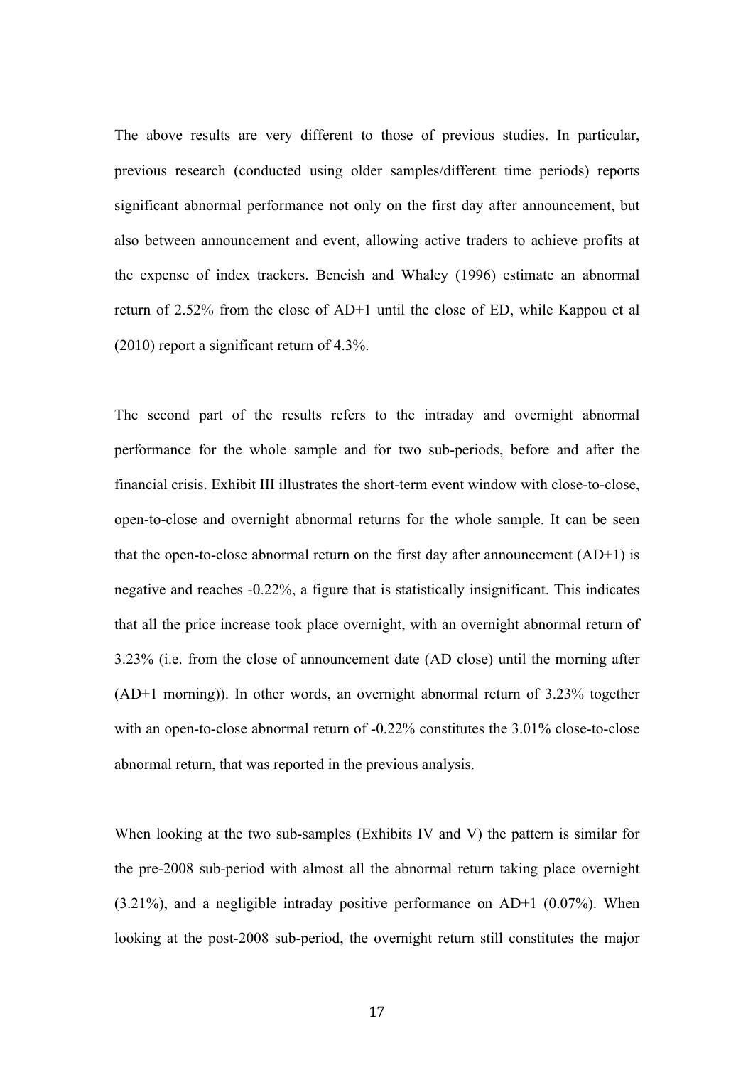The above results are very different to those of previous studies. In particular, previous research (conducted using older samples/different time periods) reports significant abnormal performance not only on the first day after announcement, but also between announcement and event, allowing active traders to achieve profits at the expense of index trackers. Beneish and Whaley (1996) estimate an abnormal return of 2.52% from the close of AD+1 until the close of ED, while Kappou et al (2010) report a significant return of 4.3%.

The second part of the results refers to the intraday and overnight abnormal performance for the whole sample and for two sub-periods, before and after the financial crisis. Exhibit III illustrates the short-term event window with close-to-close, open-to-close and overnight abnormal returns for the whole sample. It can be seen that the open-to-close abnormal return on the first day after announcement (AD+1) is negative and reaches -0.22%, a figure that is statistically insignificant. This indicates that all the price increase took place overnight, with an overnight abnormal return of 3.23% (i.e. from the close of announcement date (AD close) until the morning after (AD+1 morning)). In other words, an overnight abnormal return of 3.23% together with an open-to-close abnormal return of -0.22% constitutes the 3.01% close-to-close abnormal return, that was reported in the previous analysis.

When looking at the two sub-samples (Exhibits IV and V) the pattern is similar for the pre-2008 sub-period with almost all the abnormal return taking place overnight (3.21%), and a negligible intraday positive performance on AD+1 (0.07%). When looking at the post-2008 sub-period, the overnight return still constitutes the major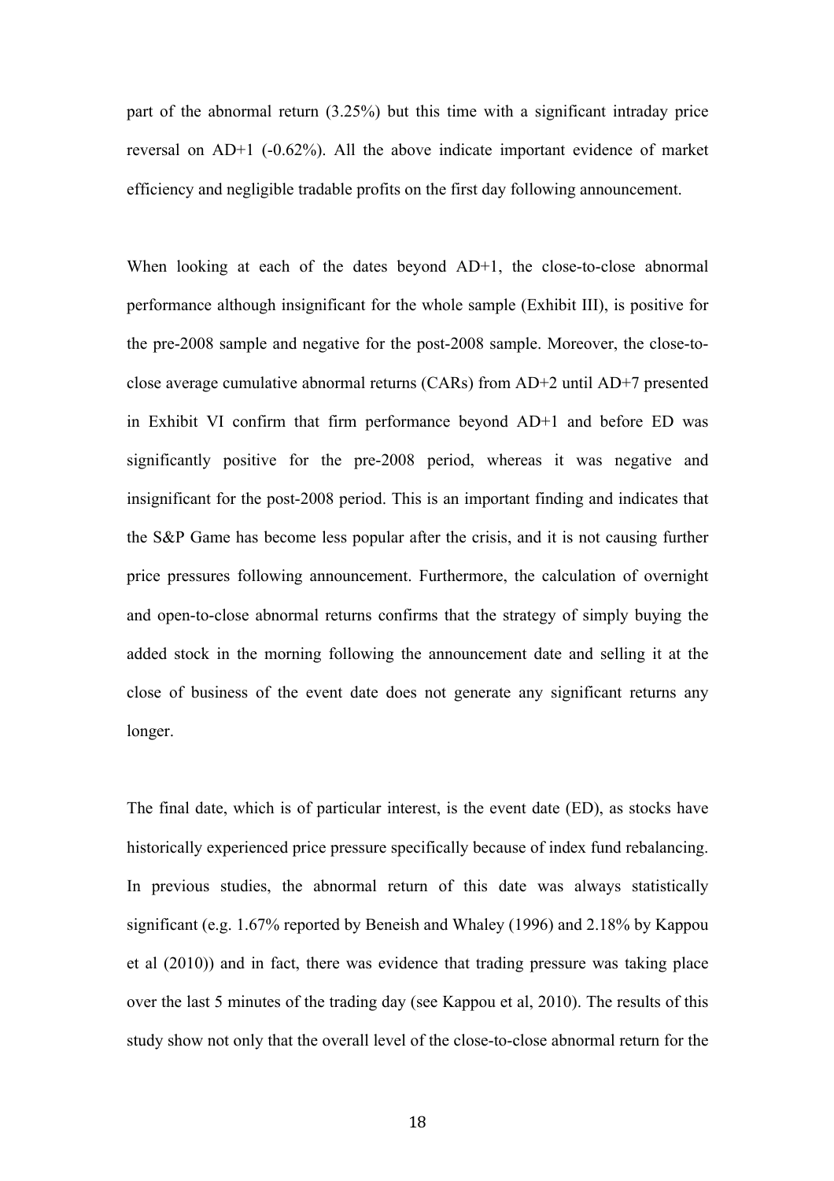part of the abnormal return (3.25%) but this time with a significant intraday price reversal on AD+1 (-0.62%). All the above indicate important evidence of market efficiency and negligible tradable profits on the first day following announcement.

When looking at each of the dates beyond AD+1, the close-to-close abnormal performance although insignificant for the whole sample (Exhibit III), is positive for the pre-2008 sample and negative for the post-2008 sample. Moreover, the close-to-close average cumulative abnormal returns (CARs) from AD+2 until AD+7 presented in Exhibit VI confirm that firm performance beyond AD+1 and before ED was significantly positive for the pre-2008 period, whereas it was negative and insignificant for the post-2008 period. This is an important finding and indicates that the S&P Game has become less popular after the crisis, and it is not causing further price pressures following announcement. Furthermore, the calculation of overnight and open-to-close abnormal returns confirms that the strategy of simply buying the added stock in the morning following the announcement date and selling it at the close of business of the event date does not generate any significant returns any longer.

The final date, which is of particular interest, is the event date (ED), as stocks have historically experienced price pressure specifically because of index fund rebalancing. In previous studies, the abnormal return of this date was always statistically significant (e.g. 1.67% reported by Beneish and Whaley (1996) and 2.18% by Kappou et al (2010)) and in fact, there was evidence that trading pressure was taking place over the last 5 minutes of the trading day (see Kappou et al, 2010). The results of this study show not only that the overall level of the close-to-close abnormal return for the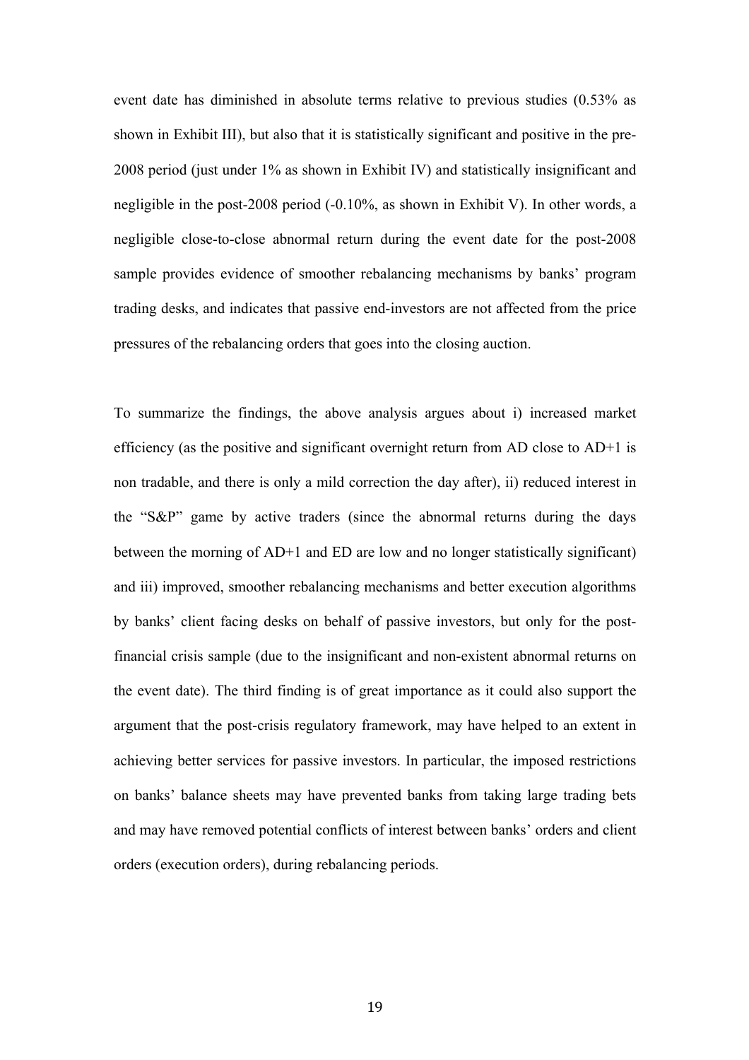event date has diminished in absolute terms relative to previous studies (0.53% as shown in Exhibit III), but also that it is statistically significant and positive in the pre-2008 period (just under 1% as shown in Exhibit IV) and statistically insignificant and negligible in the post-2008 period (-0.10%, as shown in Exhibit V). In other words, a negligible close-to-close abnormal return during the event date for the post-2008 sample provides evidence of smoother rebalancing mechanisms by banks' program trading desks, and indicates that passive end-investors are not affected from the price pressures of the rebalancing orders that goes into the closing auction.

To summarize the findings, the above analysis argues about i) increased market efficiency (as the positive and significant overnight return from AD close to AD+1 is non tradable, and there is only a mild correction the day after), ii) reduced interest in the "S&P" game by active traders (since the abnormal returns during the days between the morning of AD+1 and ED are low and no longer statistically significant) and iii) improved, smoother rebalancing mechanisms and better execution algorithms by banks' client facing desks on behalf of passive investors, but only for the post-financial crisis sample (due to the insignificant and non-existent abnormal returns on the event date). The third finding is of great importance as it could also support the argument that the post-crisis regulatory framework, may have helped to an extent in achieving better services for passive investors. In particular, the imposed restrictions on banks' balance sheets may have prevented banks from taking large trading bets and may have removed potential conflicts of interest between banks' orders and client orders (execution orders), during rebalancing periods.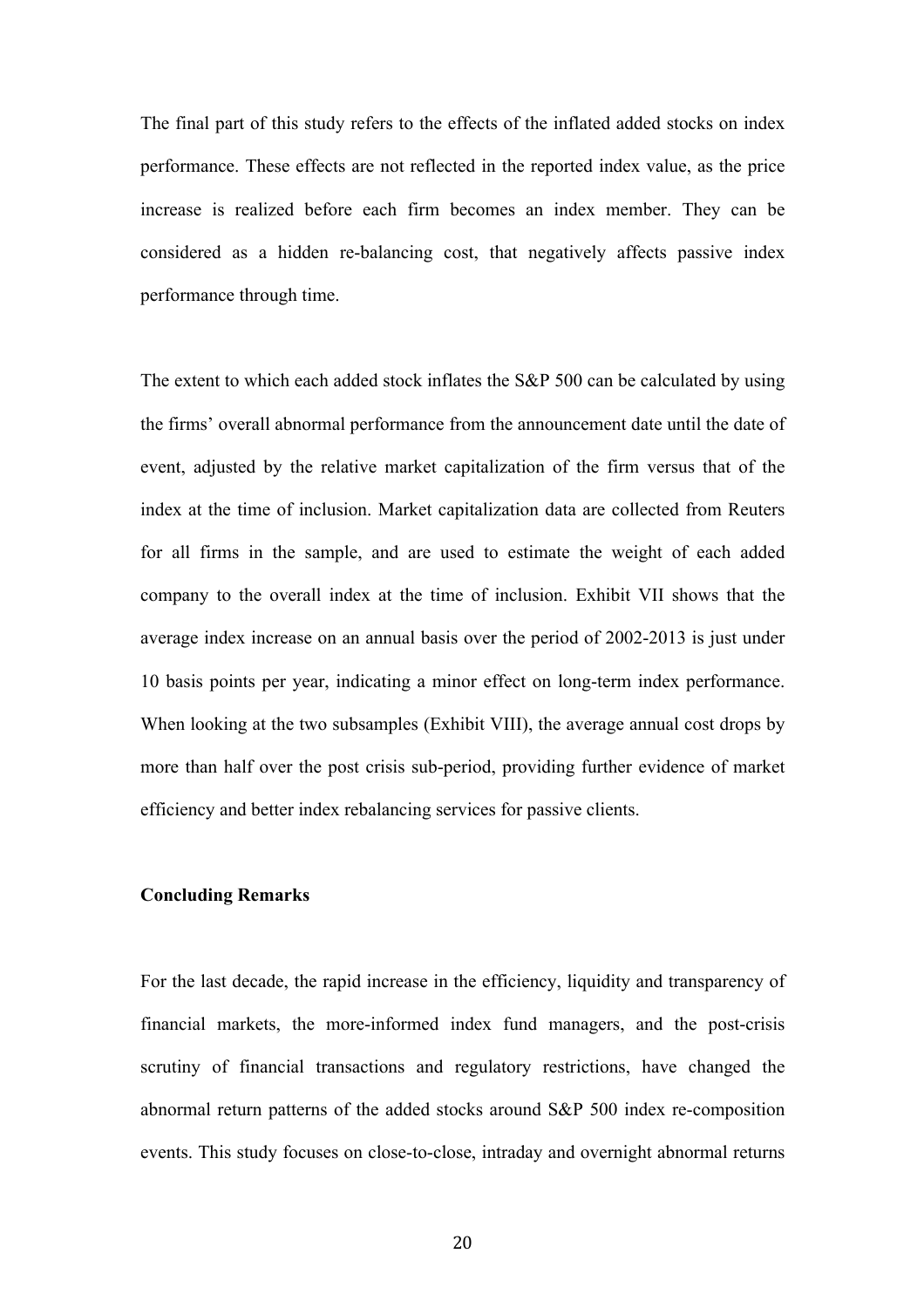The final part of this study refers to the effects of the inflated added stocks on index performance. These effects are not reflected in the reported index value, as the price increase is realized before each firm becomes an index member. They can be considered as a hidden re-balancing cost, that negatively affects passive index performance through time.

The extent to which each added stock inflates the S&P 500 can be calculated by using the firms' overall abnormal performance from the announcement date until the date of event, adjusted by the relative market capitalization of the firm versus that of the index at the time of inclusion. Market capitalization data are collected from Reuters for all firms in the sample, and are used to estimate the weight of each added company to the overall index at the time of inclusion. Exhibit VII shows that the average index increase on an annual basis over the period of 2002-2013 is just under 10 basis points per year, indicating a minor effect on long-term index performance. When looking at the two subsamples (Exhibit VIII), the average annual cost drops by more than half over the post crisis sub-period, providing further evidence of market efficiency and better index rebalancing services for passive clients.

**Concluding Remarks**

For the last decade, the rapid increase in the efficiency, liquidity and transparency of financial markets, the more-informed index fund managers, and the post-crisis scrutiny of financial transactions and regulatory restrictions, have changed the abnormal return patterns of the added stocks around S&P 500 index re-composition events. This study focuses on close-to-close, intraday and overnight abnormal returns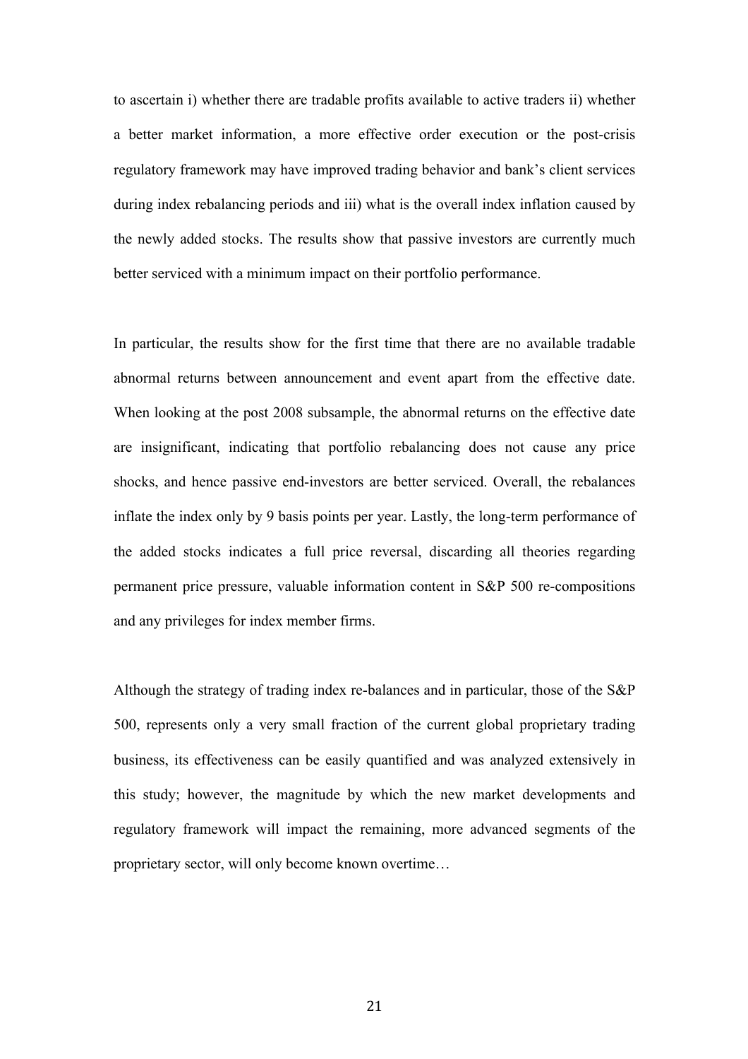to ascertain i) whether there are tradable profits available to active traders ii) whether a better market information, a more effective order execution or the post-crisis regulatory framework may have improved trading behavior and bank's client services during index rebalancing periods and iii) what is the overall index inflation caused by the newly added stocks. The results show that passive investors are currently much better serviced with a minimum impact on their portfolio performance.

In particular, the results show for the first time that there are no available tradable abnormal returns between announcement and event apart from the effective date. When looking at the post 2008 subsample, the abnormal returns on the effective date are insignificant, indicating that portfolio rebalancing does not cause any price shocks, and hence passive end-investors are better serviced. Overall, the rebalances inflate the index only by 9 basis points per year. Lastly, the long-term performance of the added stocks indicates a full price reversal, discarding all theories regarding permanent price pressure, valuable information content in S&P 500 re-compositions and any privileges for index member firms.

Although the strategy of trading index re-balances and in particular, those of the S&P 500, represents only a very small fraction of the current global proprietary trading business, its effectiveness can be easily quantified and was analyzed extensively in this study; however, the magnitude by which the new market developments and regulatory framework will impact the remaining, more advanced segments of the proprietary sector, will only become known overtime…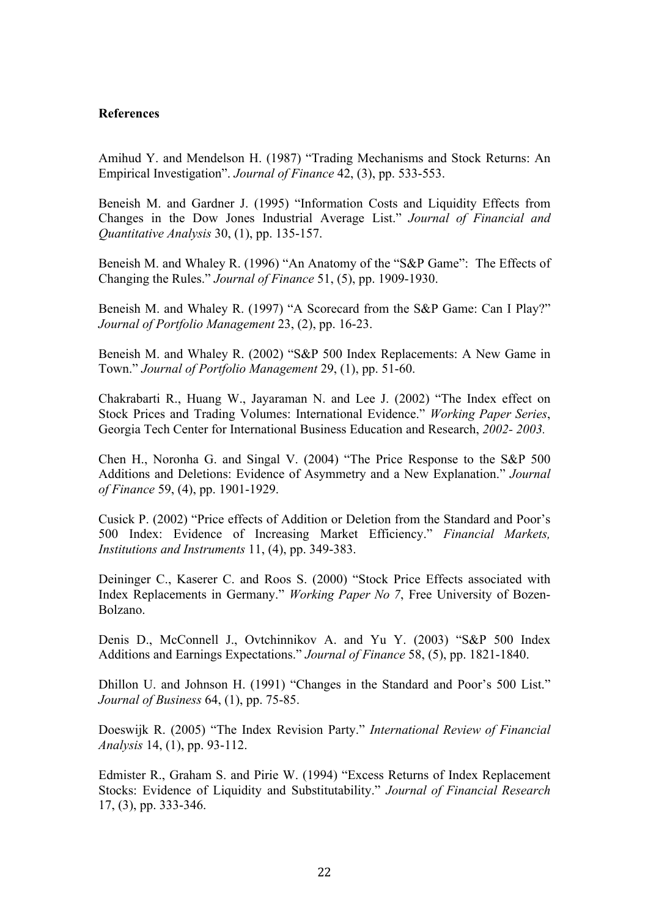**References**

Amihud Y. and Mendelson H. (1987) "Trading Mechanisms and Stock Returns: An Empirical Investigation". *Journal of Finance* 42, (3), pp. 533-553.

Beneish M. and Gardner J. (1995) "Information Costs and Liquidity Effects from Changes in the Dow Jones Industrial Average List." *Journal of Financial and Quantitative Analysis* 30, (1), pp. 135-157.

Beneish M. and Whaley R. (1996) "An Anatomy of the "S&P Game": The Effects of Changing the Rules." *Journal of Finance* 51, (5), pp. 1909-1930.

Beneish M. and Whaley R. (1997) "A Scorecard from the S&P Game: Can I Play?" *Journal of Portfolio Management* 23, (2), pp. 16-23.

Beneish M. and Whaley R. (2002) "S&P 500 Index Replacements: A New Game in Town." *Journal of Portfolio Management* 29, (1), pp. 51-60.

Chakrabarti R., Huang W., Jayaraman N. and Lee J. (2002) "The Index effect on Stock Prices and Trading Volumes: International Evidence." *Working Paper Series*, Georgia Tech Center for International Business Education and Research, *2002- 2003.*

Chen H., Noronha G. and Singal V. (2004) "The Price Response to the S&P 500 Additions and Deletions: Evidence of Asymmetry and a New Explanation." *Journal of Finance* 59, (4), pp. 1901-1929.

Cusick P. (2002) "Price effects of Addition or Deletion from the Standard and Poor's 500 Index: Evidence of Increasing Market Efficiency." *Financial Markets, Institutions and Instruments* 11, (4), pp. 349-383.

Deininger C., Kaserer C. and Roos S. (2000) "Stock Price Effects associated with Index Replacements in Germany." *Working Paper No 7*, Free University of Bozen-Bolzano.

Denis D., McConnell J., Ovtchinnikov A. and Yu Y. (2003) "S&P 500 Index Additions and Earnings Expectations." *Journal of Finance* 58, (5), pp. 1821-1840.

Dhillon U. and Johnson H. (1991) "Changes in the Standard and Poor's 500 List." *Journal of Business* 64, (1), pp. 75-85.

Doeswijk R. (2005) "The Index Revision Party." *International Review of Financial Analysis* 14, (1), pp. 93-112.

Edmister R., Graham S. and Pirie W. (1994) "Excess Returns of Index Replacement Stocks: Evidence of Liquidity and Substitutability." *Journal of Financial Research* 17, (3), pp. 333-346.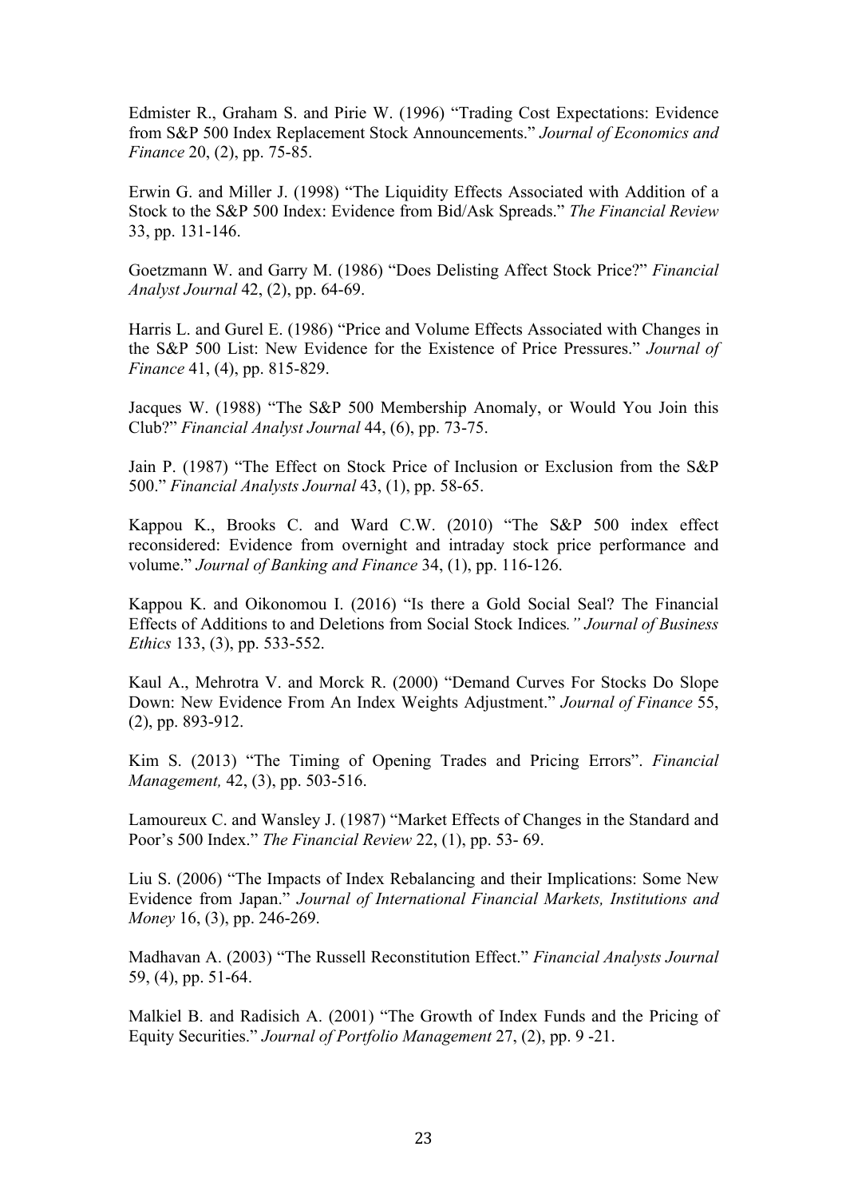Edmister R., Graham S. and Pirie W. (1996) "Trading Cost Expectations: Evidence from S&P 500 Index Replacement Stock Announcements." *Journal of Economics and Finance* 20, (2), pp. 75-85.

Erwin G. and Miller J. (1998) "The Liquidity Effects Associated with Addition of a Stock to the S&P 500 Index: Evidence from Bid/Ask Spreads." *The Financial Review* 33, pp. 131-146.

Goetzmann W. and Garry M. (1986) "Does Delisting Affect Stock Price?" *Financial Analyst Journal* 42, (2), pp. 64-69.

Harris L. and Gurel E. (1986) "Price and Volume Effects Associated with Changes in the S&P 500 List: New Evidence for the Existence of Price Pressures." *Journal of Finance* 41, (4), pp. 815-829.

Jacques W. (1988) "The S&P 500 Membership Anomaly, or Would You Join this Club?" *Financial Analyst Journal* 44, (6), pp. 73-75.

Jain P. (1987) "The Effect on Stock Price of Inclusion or Exclusion from the S&P 500." *Financial Analysts Journal* 43, (1), pp. 58-65.

Kappou K., Brooks C. and Ward C.W. (2010) "The S&P 500 index effect reconsidered: Evidence from overnight and intraday stock price performance and volume." *Journal of Banking and Finance* 34, (1), pp. 116-126.

Kappou K. and Oikonomou I. (2016) "Is there a Gold Social Seal? The Financial Effects of Additions to and Deletions from Social Stock Indices*." Journal of Business Ethics* 133, (3), pp. 533-552.

Kaul A., Mehrotra V. and Morck R. (2000) "Demand Curves For Stocks Do Slope Down: New Evidence From An Index Weights Adjustment." *Journal of Finance* 55, (2), pp. 893-912.

Kim S. (2013) "The Timing of Opening Trades and Pricing Errors". *Financial Management,* 42, (3), pp. 503-516.

Lamoureux C. and Wansley J. (1987) "Market Effects of Changes in the Standard and Poor's 500 Index." *The Financial Review* 22, (1), pp. 53- 69.

Liu S. (2006) "The Impacts of Index Rebalancing and their Implications: Some New Evidence from Japan." *Journal of International Financial Markets, Institutions and Money* 16, (3), pp. 246-269.

Madhavan A. (2003) "The Russell Reconstitution Effect." *Financial Analysts Journal* 59, (4), pp. 51-64.

Malkiel B. and Radisich A. (2001) "The Growth of Index Funds and the Pricing of Equity Securities." *Journal of Portfolio Management* 27, (2), pp. 9 -21.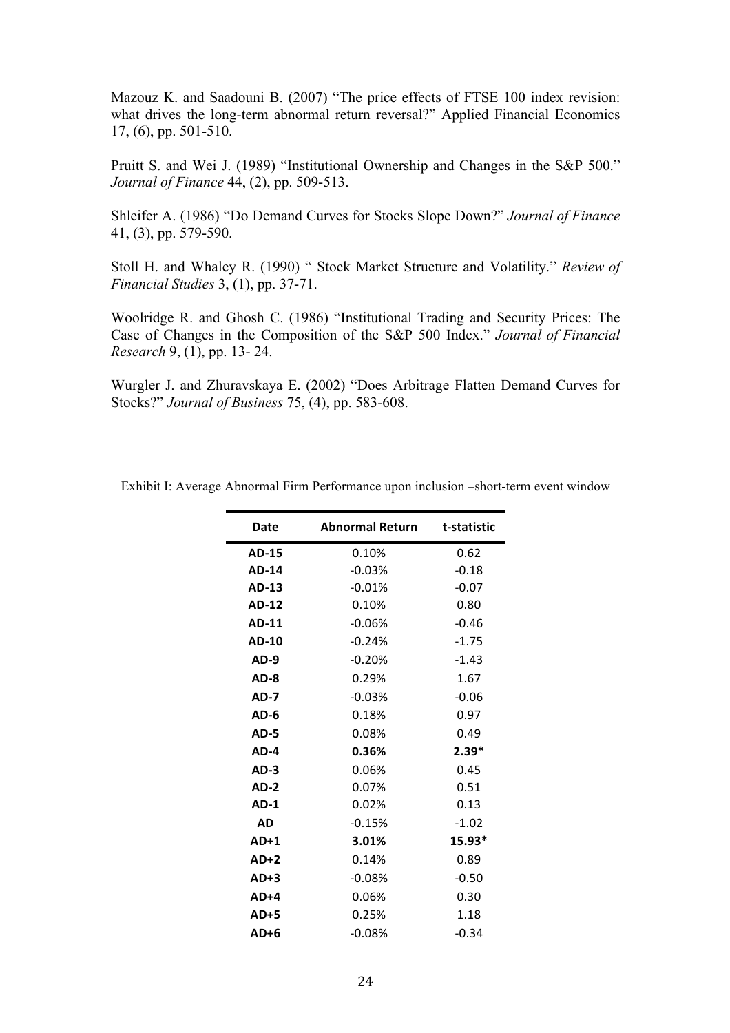Mazouz K. and Saadouni B. (2007) "The price effects of FTSE 100 index revision: what drives the long-term abnormal return reversal?" Applied Financial Economics 17, (6), pp. 501-510.

Pruitt S. and Wei J. (1989) "Institutional Ownership and Changes in the S&P 500." *Journal of Finance* 44, (2), pp. 509-513.

Shleifer A. (1986) "Do Demand Curves for Stocks Slope Down?" *Journal of Finance* 41, (3), pp. 579-590.

Stoll H. and Whaley R. (1990) " Stock Market Structure and Volatility." *Review of Financial Studies* 3, (1), pp. 37-71.

Woolridge R. and Ghosh C. (1986) "Institutional Trading and Security Prices: The Case of Changes in the Composition of the S&P 500 Index." *Journal of Financial Research* 9, (1), pp. 13- 24.

Wurgler J. and Zhuravskaya E. (2002) "Does Arbitrage Flatten Demand Curves for Stocks?" *Journal of Business* 75, (4), pp. 583-608.

Exhibit I: Average Abnormal Firm Performance upon inclusion –short-term event window

| Date | Abnormal Return | t-statistic |
|---|---|---|
| **AD-15** | 0.10% | 0.62 |
| **AD-14** | -0.03% | -0.18 |
| **AD-13** | -0.01% | -0.07 |
| **AD-12** | 0.10% | 0.80 |
| **AD-11** | -0.06% | -0.46 |
| **AD-10** | -0.24% | -1.75 |
| **AD-9** | -0.20% | -1.43 |
| **AD-8** | 0.29% | 1.67 |
| **AD-7** | -0.03% | -0.06 |
| **AD-6** | 0.18% | 0.97 |
| **AD-5** | 0.08% | 0.49 |
| **AD-4** | **0.36%** | **2.39*** |
| **AD-3** | 0.06% | 0.45 |
| **AD-2** | 0.07% | 0.51 |
| **AD-1** | 0.02% | 0.13 |
| **AD** | -0.15% | -1.02 |
| **AD+1** | **3.01%** | **15.93*** |
| **AD+2** | 0.14% | 0.89 |
| **AD+3** | -0.08% | -0.50 |
| **AD+4** | 0.06% | 0.30 |
| **AD+5** | 0.25% | 1.18 |
| **AD+6** | -0.08% | -0.34 |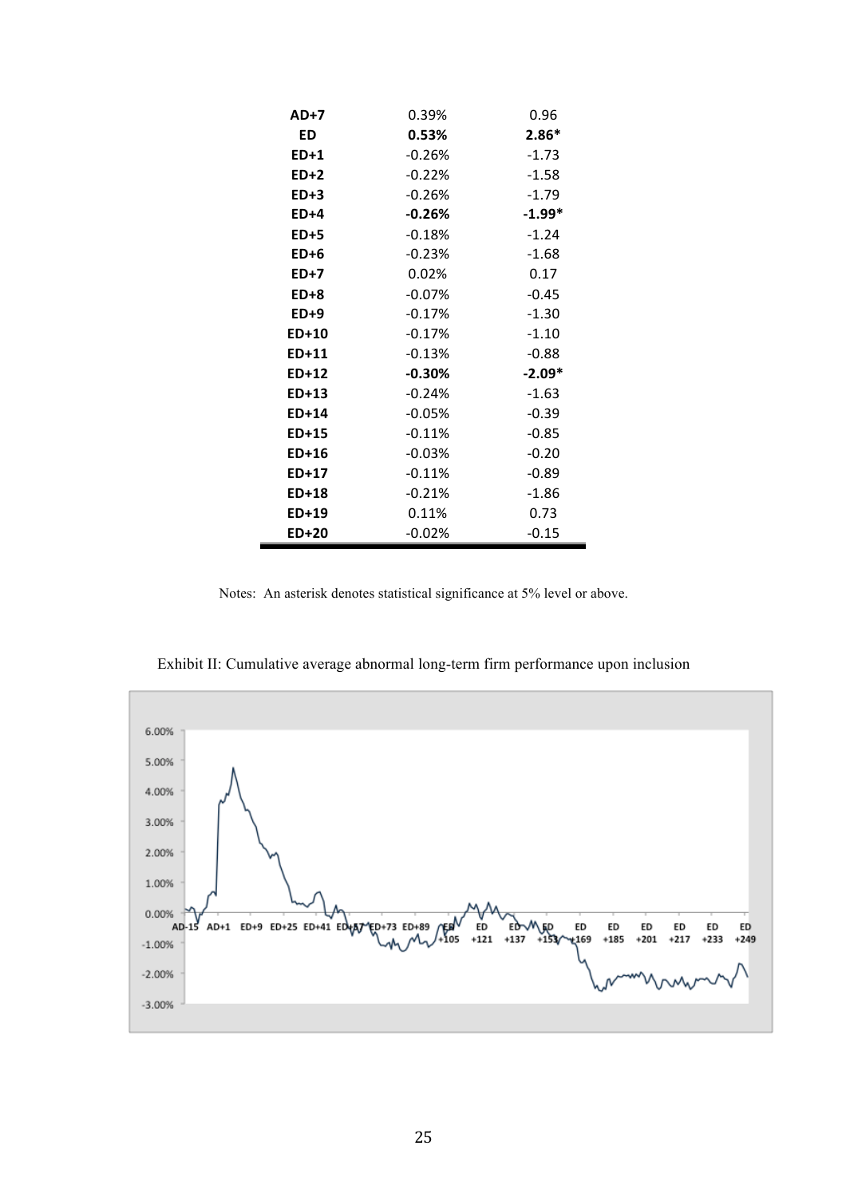| | | |
|---|---|---|
| **AD+7** | 0.39% | 0.96 |
| **ED** | **0.53%** | **2.86*** |
| **ED+1** | -0.26% | -1.73 |
| **ED+2** | -0.22% | -1.58 |
| **ED+3** | -0.26% | -1.79 |
| **ED+4** | **-0.26%** | **-1.99*** |
| **ED+5** | -0.18% | -1.24 |
| **ED+6** | -0.23% | -1.68 |
| **ED+7** | 0.02% | 0.17 |
| **ED+8** | -0.07% | -0.45 |
| **ED+9** | -0.17% | -1.30 |
| **ED+10** | -0.17% | -1.10 |
| **ED+11** | -0.13% | -0.88 |
| **ED+12** | **-0.30%** | **-2.09*** |
| **ED+13** | -0.24% | -1.63 |
| **ED+14** | -0.05% | -0.39 |
| **ED+15** | -0.11% | -0.85 |
| **ED+16** | -0.03% | -0.20 |
| **ED+17** | -0.11% | -0.89 |
| **ED+18** | -0.21% | -1.86 |
| **ED+19** | 0.11% | 0.73 |
| **ED+20** | -0.02% | -0.15 |

Notes: An asterisk denotes statistical significance at 5% level or above.

Exhibit II: Cumulative average abnormal long-term firm performance upon inclusion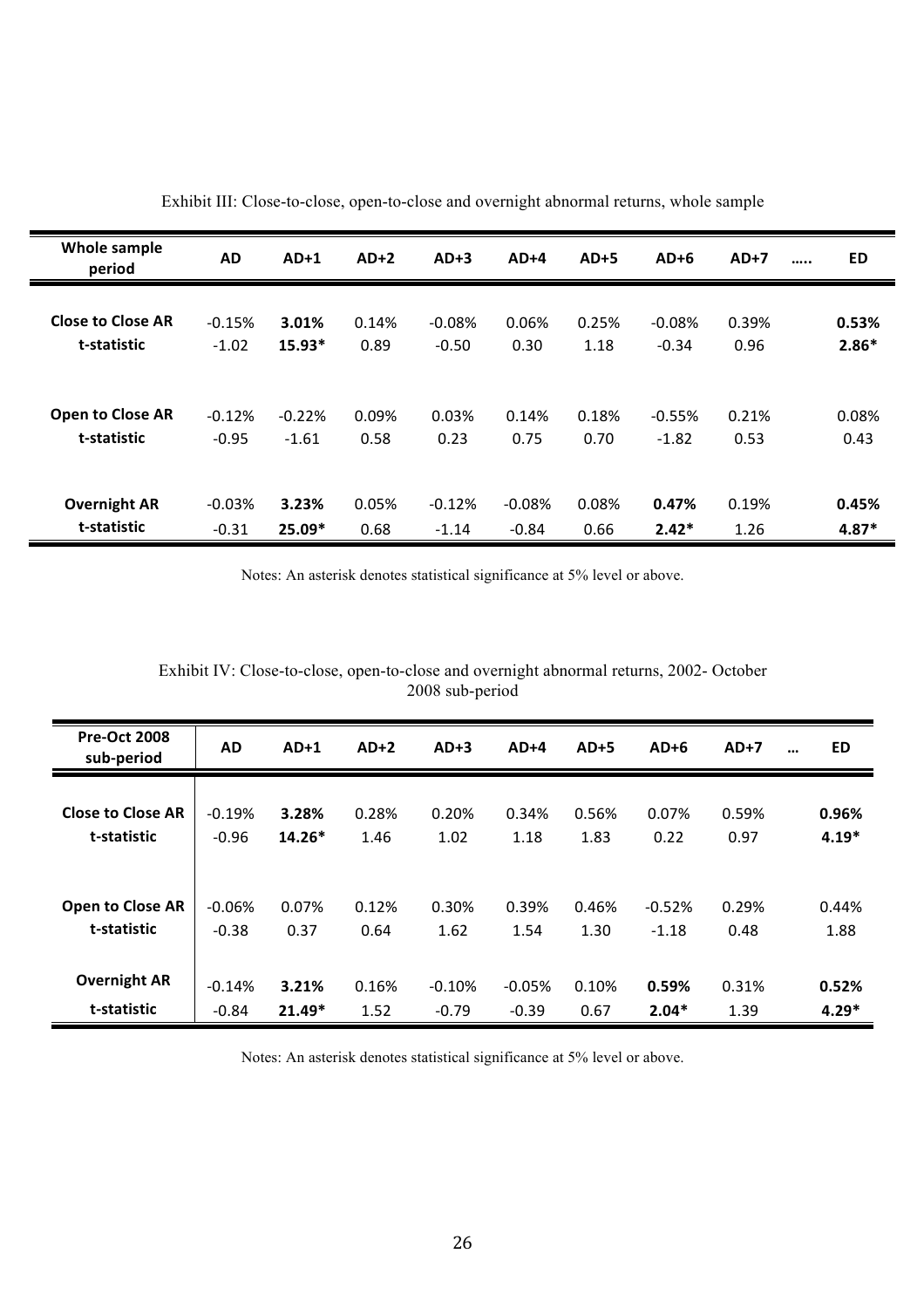Exhibit III: Close-to-close, open-to-close and overnight abnormal returns, whole sample

| Whole sample period | AD | AD+1 | AD+2 | AD+3 | AD+4 | AD+5 | AD+6 | AD+7 | ….. | ED |
|---|---|---|---|---|---|---|---|---|---|---|
| **Close to Close AR** | -0.15% | **3.01%** | 0.14% | -0.08% | 0.06% | 0.25% | -0.08% | 0.39% | | **0.53%** |
| **t-statistic** | -1.02 | **15.93*** | 0.89 | -0.50 | 0.30 | 1.18 | -0.34 | 0.96 | | **2.86*** |
| **Open to Close AR** | -0.12% | -0.22% | 0.09% | 0.03% | 0.14% | 0.18% | -0.55% | 0.21% | | 0.08% |
| **t-statistic** | -0.95 | -1.61 | 0.58 | 0.23 | 0.75 | 0.70 | -1.82 | 0.53 | | 0.43 |
| **Overnight AR** | -0.03% | **3.23%** | 0.05% | -0.12% | -0.08% | 0.08% | **0.47%** | 0.19% | | **0.45%** |
| **t-statistic** | -0.31 | **25.09*** | 0.68 | -1.14 | -0.84 | 0.66 | **2.42*** | 1.26 | | **4.87*** |

Notes: An asterisk denotes statistical significance at 5% level or above.

Exhibit IV: Close-to-close, open-to-close and overnight abnormal returns, 2002- October 2008 sub-period

| Pre-Oct 2008 sub-period | AD | AD+1 | AD+2 | AD+3 | AD+4 | AD+5 | AD+6 | AD+7 | … | ED |
|---|---|---|---|---|---|---|---|---|---|---|
| **Close to Close AR** | -0.19% | **3.28%** | 0.28% | 0.20% | 0.34% | 0.56% | 0.07% | 0.59% | | **0.96%** |
| **t-statistic** | -0.96 | **14.26*** | 1.46 | 1.02 | 1.18 | 1.83 | 0.22 | 0.97 | | **4.19*** |
| **Open to Close AR** | -0.06% | 0.07% | 0.12% | 0.30% | 0.39% | 0.46% | -0.52% | 0.29% | | 0.44% |
| **t-statistic** | -0.38 | 0.37 | 0.64 | 1.62 | 1.54 | 1.30 | -1.18 | 0.48 | | 1.88 |
| **Overnight AR** | -0.14% | **3.21%** | 0.16% | -0.10% | -0.05% | 0.10% | **0.59%** | 0.31% | | **0.52%** |
| **t-statistic** | -0.84 | **21.49*** | 1.52 | -0.79 | -0.39 | 0.67 | **2.04*** | 1.39 | | **4.29*** |

Notes: An asterisk denotes statistical significance at 5% level or above.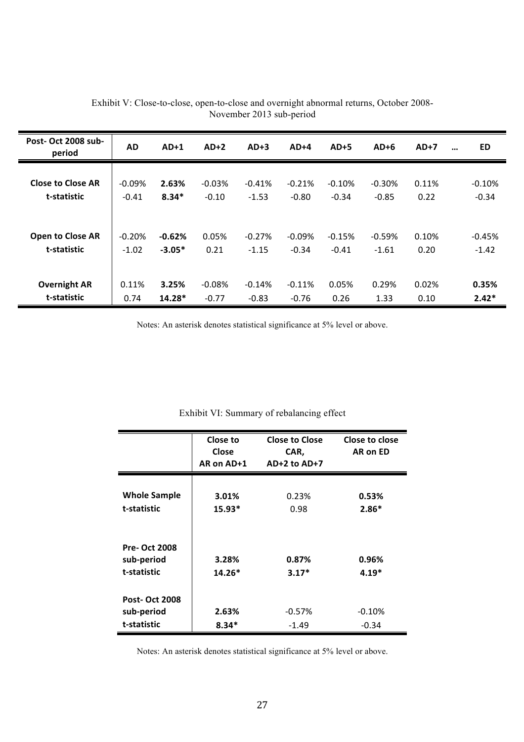Exhibit V: Close-to-close, open-to-close and overnight abnormal returns, October 2008-November 2013 sub-period

| Post- Oct 2008 sub-period | AD | AD+1 | AD+2 | AD+3 | AD+4 | AD+5 | AD+6 | AD+7 | … | ED |
|---|---|---|---|---|---|---|---|---|---|---|
| **Close to Close AR** | -0.09% | **2.63%** | -0.03% | -0.41% | -0.21% | -0.10% | -0.30% | 0.11% | | -0.10% |
| **t-statistic** | -0.41 | **8.34*** | -0.10 | -1.53 | -0.80 | -0.34 | -0.85 | 0.22 | | -0.34 |
| **Open to Close AR** | -0.20% | **-0.62%** | 0.05% | -0.27% | -0.09% | -0.15% | -0.59% | 0.10% | | -0.45% |
| **t-statistic** | -1.02 | **-3.05*** | 0.21 | -1.15 | -0.34 | -0.41 | -1.61 | 0.20 | | -1.42 |
| **Overnight AR** | 0.11% | **3.25%** | -0.08% | -0.14% | -0.11% | 0.05% | 0.29% | 0.02% | | **0.35%** |
| **t-statistic** | 0.74 | **14.28*** | -0.77 | -0.83 | -0.76 | 0.26 | 1.33 | 0.10 | | **2.42*** |

Notes: An asterisk denotes statistical significance at 5% level or above.

Exhibit VI: Summary of rebalancing effect

| | Close to Close AR on AD+1 | Close to Close CAR, AD+2 to AD+7 | Close to close AR on ED |
|---|---|---|---|
| **Whole Sample** | **3.01%** | 0.23% | **0.53%** |
| **t-statistic** | **15.93*** | 0.98 | **2.86*** |
| **Pre- Oct 2008 sub-period** | **3.28%** | **0.87%** | **0.96%** |
| **t-statistic** | **14.26*** | **3.17*** | **4.19*** |
| **Post- Oct 2008 sub-period** | **2.63%** | -0.57% | -0.10% |
| **t-statistic** | **8.34*** | -1.49 | -0.34 |

Notes: An asterisk denotes statistical significance at 5% level or above.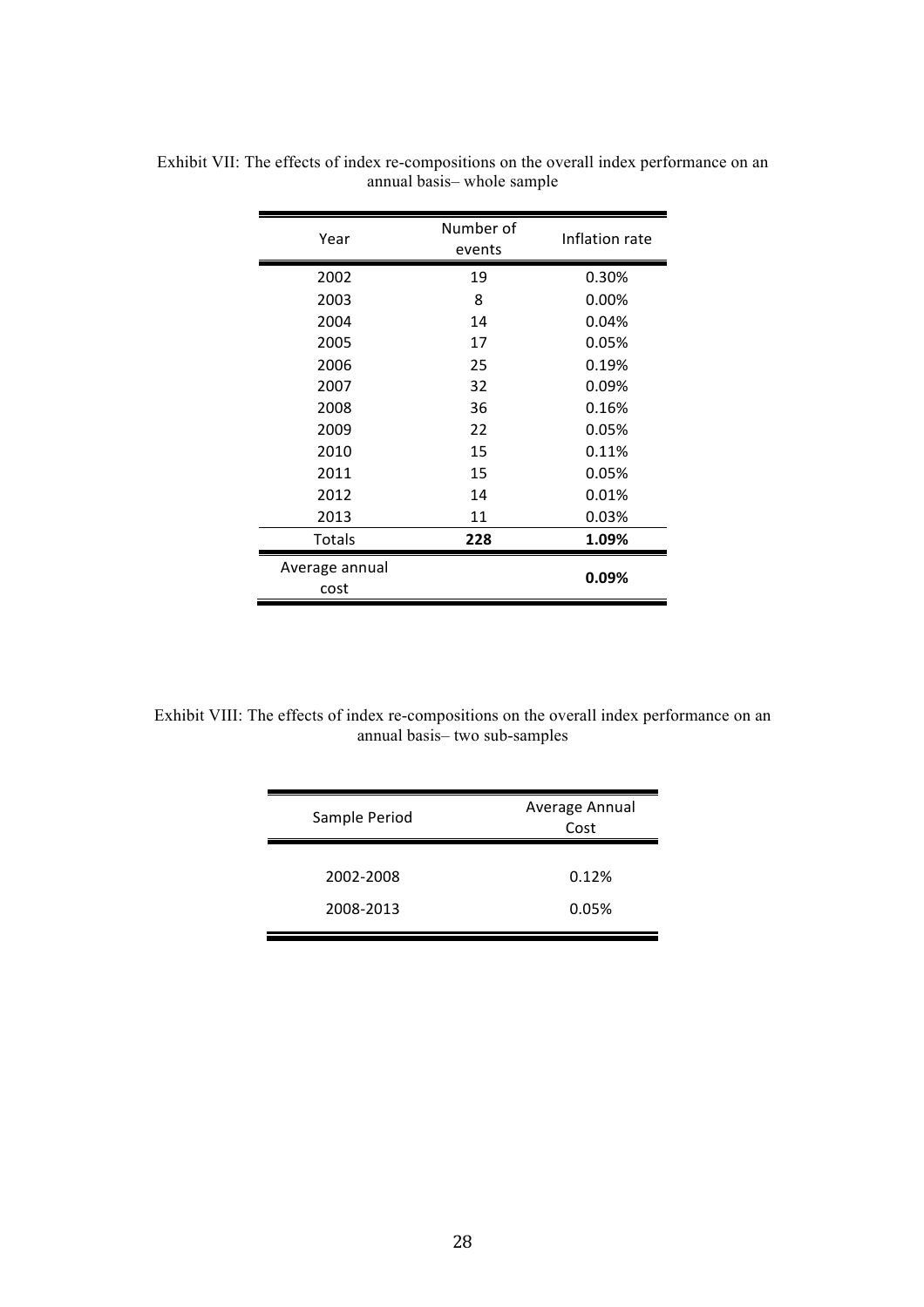Exhibit VII: The effects of index re-compositions on the overall index performance on an annual basis– whole sample

| Year | Number of events | Inflation rate |
|---|---|---|
| 2002 | 19 | 0.30% |
| 2003 | 8 | 0.00% |
| 2004 | 14 | 0.04% |
| 2005 | 17 | 0.05% |
| 2006 | 25 | 0.19% |
| 2007 | 32 | 0.09% |
| 2008 | 36 | 0.16% |
| 2009 | 22 | 0.05% |
| 2010 | 15 | 0.11% |
| 2011 | 15 | 0.05% |
| 2012 | 14 | 0.01% |
| 2013 | 11 | 0.03% |
| Totals | **228** | **1.09%** |
| Average annual cost | | **0.09%** |

Exhibit VIII: The effects of index re-compositions on the overall index performance on an annual basis– two sub-samples

| Sample Period | Average Annual Cost |
|---|---|
| 2002-2008 | 0.12% |
| 2008-2013 | 0.05% |